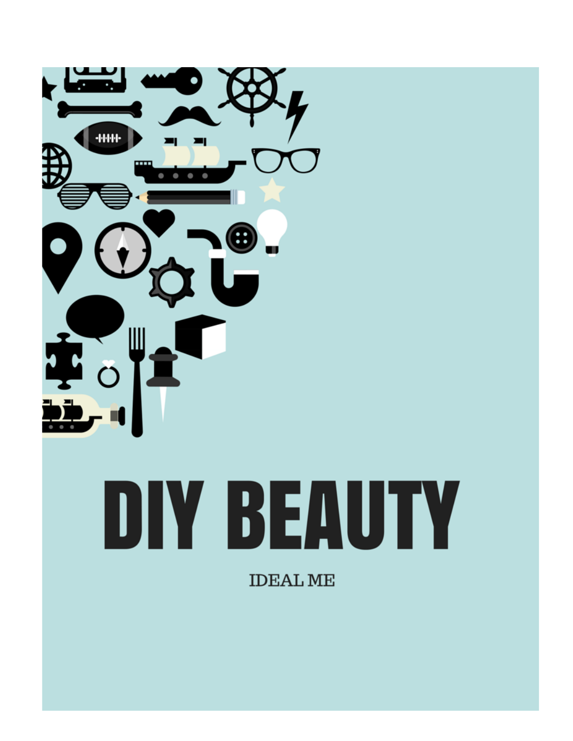# DIY BEAUTY

IDEAL ME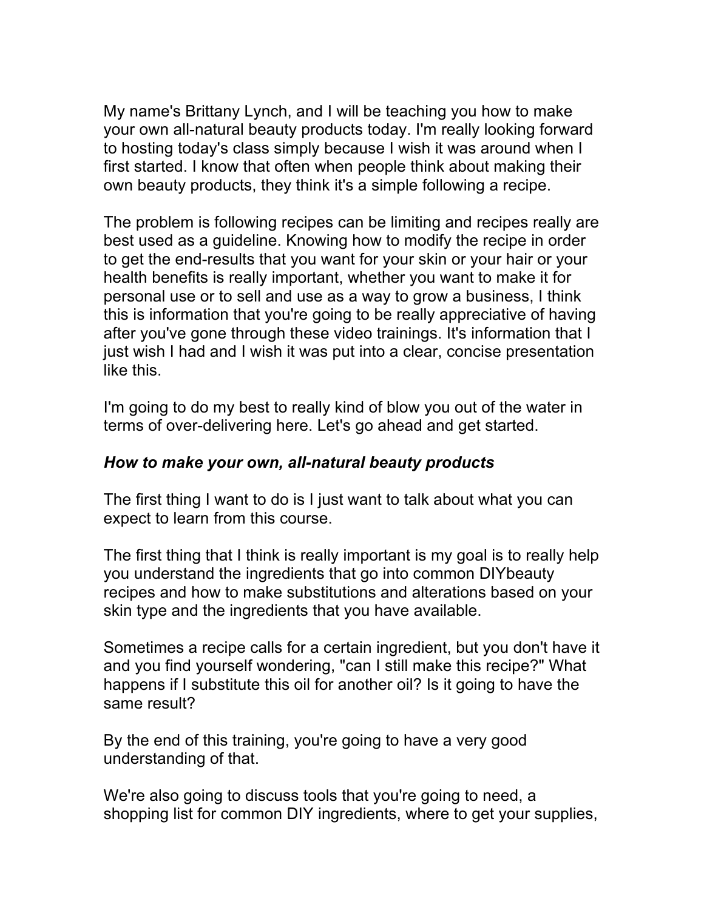My name's Brittany Lynch, and I will be teaching you how to make your own all-natural beauty products today. I'm really looking forward to hosting today's class simply because I wish it was around when I first started. I know that often when people think about making their own beauty products, they think it's a simple following a recipe.

The problem is following recipes can be limiting and recipes really are best used as a guideline. Knowing how to modify the recipe in order to get the end-results that you want for your skin or your hair or your health benefits is really important, whether you want to make it for personal use or to sell and use as a way to grow a business, I think this is information that you're going to be really appreciative of having after you've gone through these video trainings. It's information that I just wish I had and I wish it was put into a clear, concise presentation like this.

I'm going to do my best to really kind of blow you out of the water in terms of over-delivering here. Let's go ahead and get started.

***How to make your own, all-natural beauty products***

The first thing I want to do is I just want to talk about what you can expect to learn from this course.

The first thing that I think is really important is my goal is to really help you understand the ingredients that go into common DIYbeauty recipes and how to make substitutions and alterations based on your skin type and the ingredients that you have available.

Sometimes a recipe calls for a certain ingredient, but you don't have it and you find yourself wondering, "can I still make this recipe?" What happens if I substitute this oil for another oil? Is it going to have the same result?

By the end of this training, you're going to have a very good understanding of that.

We're also going to discuss tools that you're going to need, a shopping list for common DIY ingredients, where to get your supplies,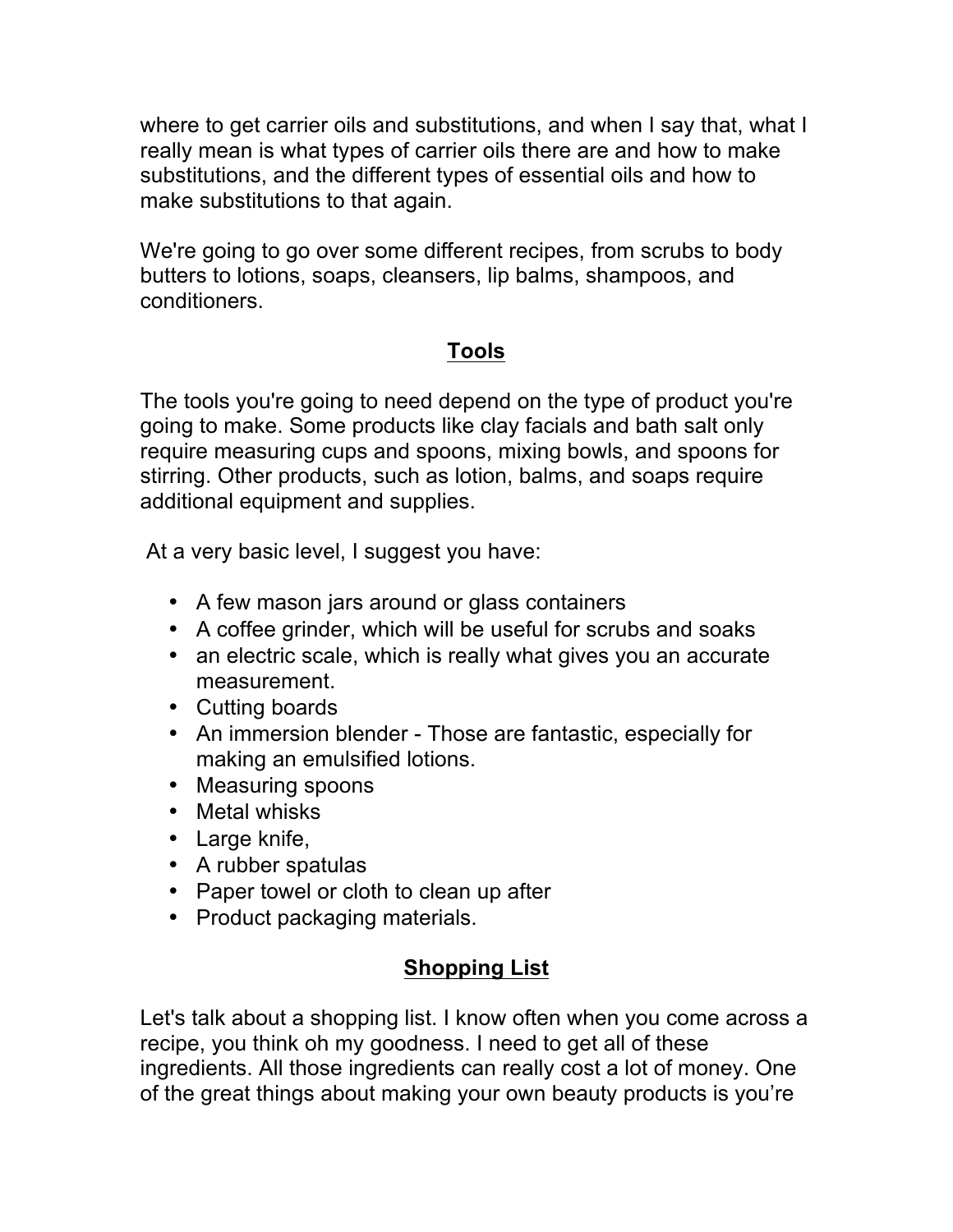where to get carrier oils and substitutions, and when I say that, what I really mean is what types of carrier oils there are and how to make substitutions, and the different types of essential oils and how to make substitutions to that again.

We're going to go over some different recipes, from scrubs to body butters to lotions, soaps, cleansers, lip balms, shampoos, and conditioners.

## Tools

The tools you're going to need depend on the type of product you're going to make. Some products like clay facials and bath salt only require measuring cups and spoons, mixing bowls, and spoons for stirring. Other products, such as lotion, balms, and soaps require additional equipment and supplies.

At a very basic level, I suggest you have:

- A few mason jars around or glass containers
- A coffee grinder, which will be useful for scrubs and soaks
- an electric scale, which is really what gives you an accurate measurement.
- Cutting boards
- An immersion blender - Those are fantastic, especially for making an emulsified lotions.
- Measuring spoons
- Metal whisks
- Large knife,
- A rubber spatulas
- Paper towel or cloth to clean up after
- Product packaging materials.

## Shopping List

Let's talk about a shopping list. I know often when you come across a recipe, you think oh my goodness. I need to get all of these ingredients. All those ingredients can really cost a lot of money. One of the great things about making your own beauty products is you're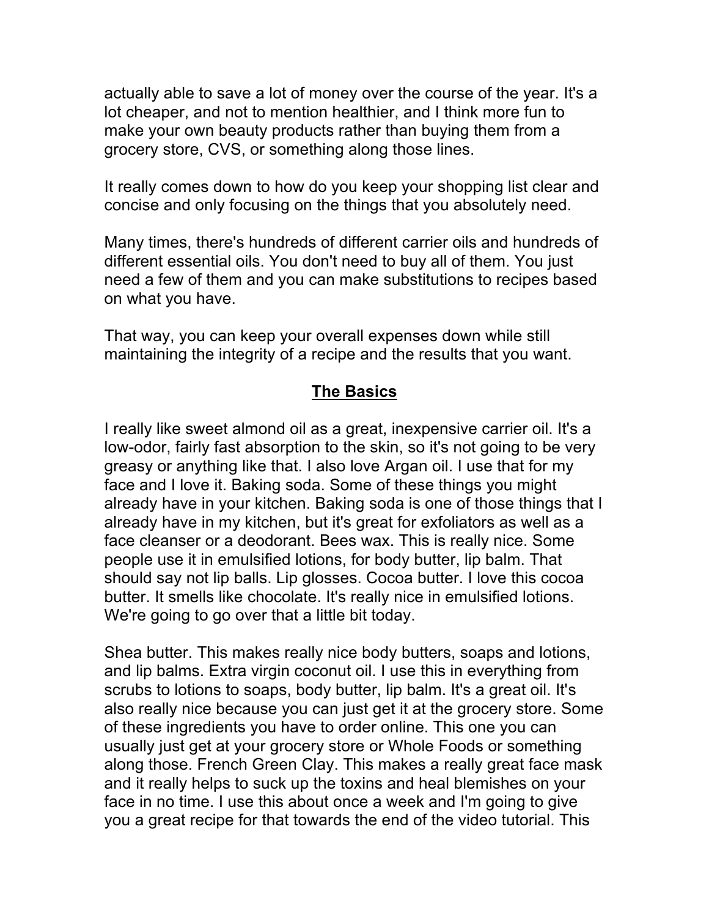actually able to save a lot of money over the course of the year. It's a lot cheaper, and not to mention healthier, and I think more fun to make your own beauty products rather than buying them from a grocery store, CVS, or something along those lines.

It really comes down to how do you keep your shopping list clear and concise and only focusing on the things that you absolutely need.

Many times, there's hundreds of different carrier oils and hundreds of different essential oils. You don't need to buy all of them. You just need a few of them and you can make substitutions to recipes based on what you have.

That way, you can keep your overall expenses down while still maintaining the integrity of a recipe and the results that you want.

## The Basics

I really like sweet almond oil as a great, inexpensive carrier oil. It's a low-odor, fairly fast absorption to the skin, so it's not going to be very greasy or anything like that. I also love Argan oil. I use that for my face and I love it. Baking soda. Some of these things you might already have in your kitchen. Baking soda is one of those things that I already have in my kitchen, but it's great for exfoliators as well as a face cleanser or a deodorant. Bees wax. This is really nice. Some people use it in emulsified lotions, for body butter, lip balm. That should say not lip balls. Lip glosses. Cocoa butter. I love this cocoa butter. It smells like chocolate. It's really nice in emulsified lotions. We're going to go over that a little bit today.

Shea butter. This makes really nice body butters, soaps and lotions, and lip balms. Extra virgin coconut oil. I use this in everything from scrubs to lotions to soaps, body butter, lip balm. It's a great oil. It's also really nice because you can just get it at the grocery store. Some of these ingredients you have to order online. This one you can usually just get at your grocery store or Whole Foods or something along those. French Green Clay. This makes a really great face mask and it really helps to suck up the toxins and heal blemishes on your face in no time. I use this about once a week and I'm going to give you a great recipe for that towards the end of the video tutorial. This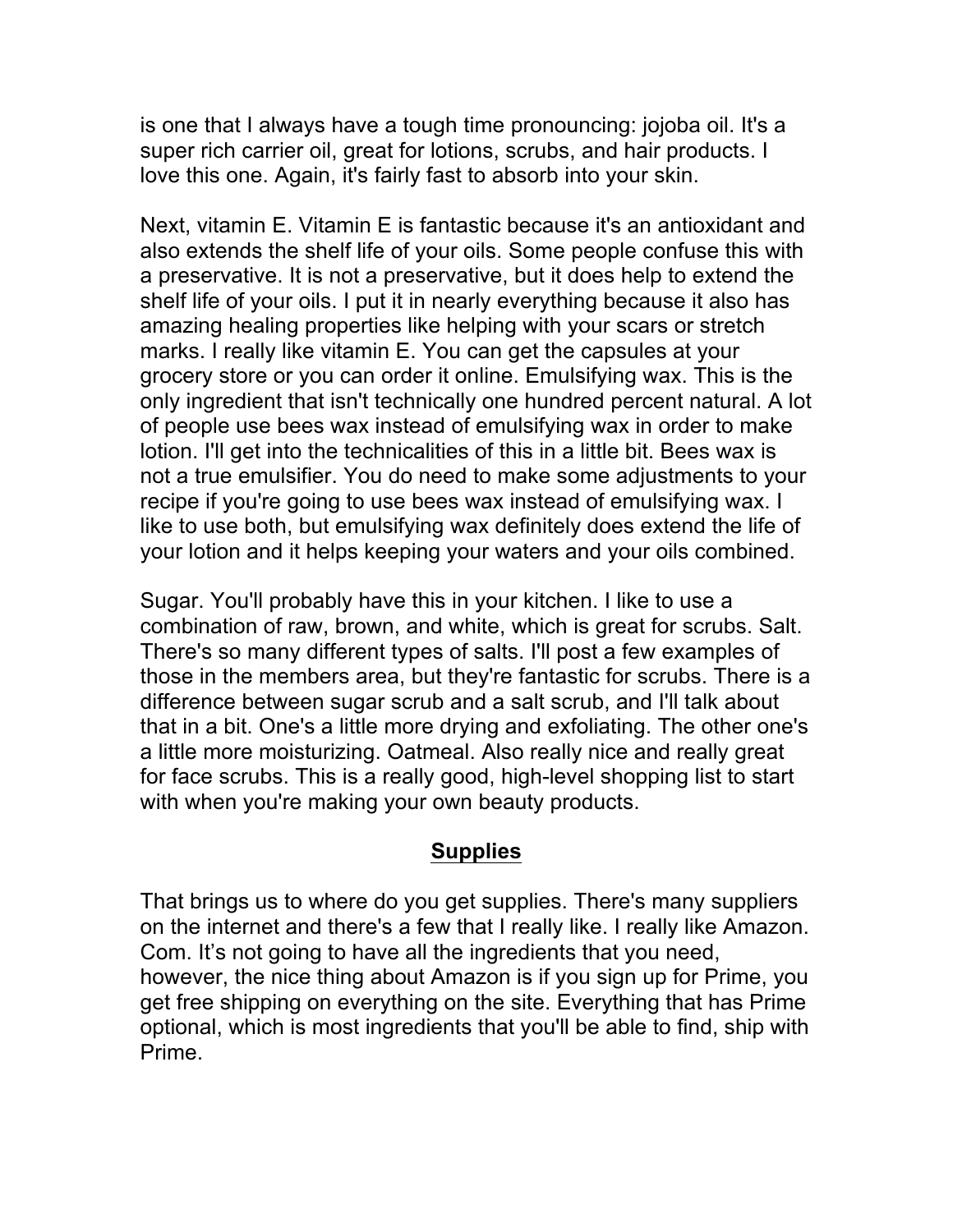is one that I always have a tough time pronouncing: jojoba oil. It's a super rich carrier oil, great for lotions, scrubs, and hair products. I love this one. Again, it's fairly fast to absorb into your skin.

Next, vitamin E. Vitamin E is fantastic because it's an antioxidant and also extends the shelf life of your oils. Some people confuse this with a preservative. It is not a preservative, but it does help to extend the shelf life of your oils. I put it in nearly everything because it also has amazing healing properties like helping with your scars or stretch marks. I really like vitamin E. You can get the capsules at your grocery store or you can order it online. Emulsifying wax. This is the only ingredient that isn't technically one hundred percent natural. A lot of people use bees wax instead of emulsifying wax in order to make lotion. I'll get into the technicalities of this in a little bit. Bees wax is not a true emulsifier. You do need to make some adjustments to your recipe if you're going to use bees wax instead of emulsifying wax. I like to use both, but emulsifying wax definitely does extend the life of your lotion and it helps keeping your waters and your oils combined.

Sugar. You'll probably have this in your kitchen. I like to use a combination of raw, brown, and white, which is great for scrubs. Salt. There's so many different types of salts. I'll post a few examples of those in the members area, but they're fantastic for scrubs. There is a difference between sugar scrub and a salt scrub, and I'll talk about that in a bit. One's a little more drying and exfoliating. The other one's a little more moisturizing. Oatmeal. Also really nice and really great for face scrubs. This is a really good, high-level shopping list to start with when you're making your own beauty products.

## Supplies

That brings us to where do you get supplies. There's many suppliers on the internet and there's a few that I really like. I really like Amazon. Com. It's not going to have all the ingredients that you need, however, the nice thing about Amazon is if you sign up for Prime, you get free shipping on everything on the site. Everything that has Prime optional, which is most ingredients that you'll be able to find, ship with Prime.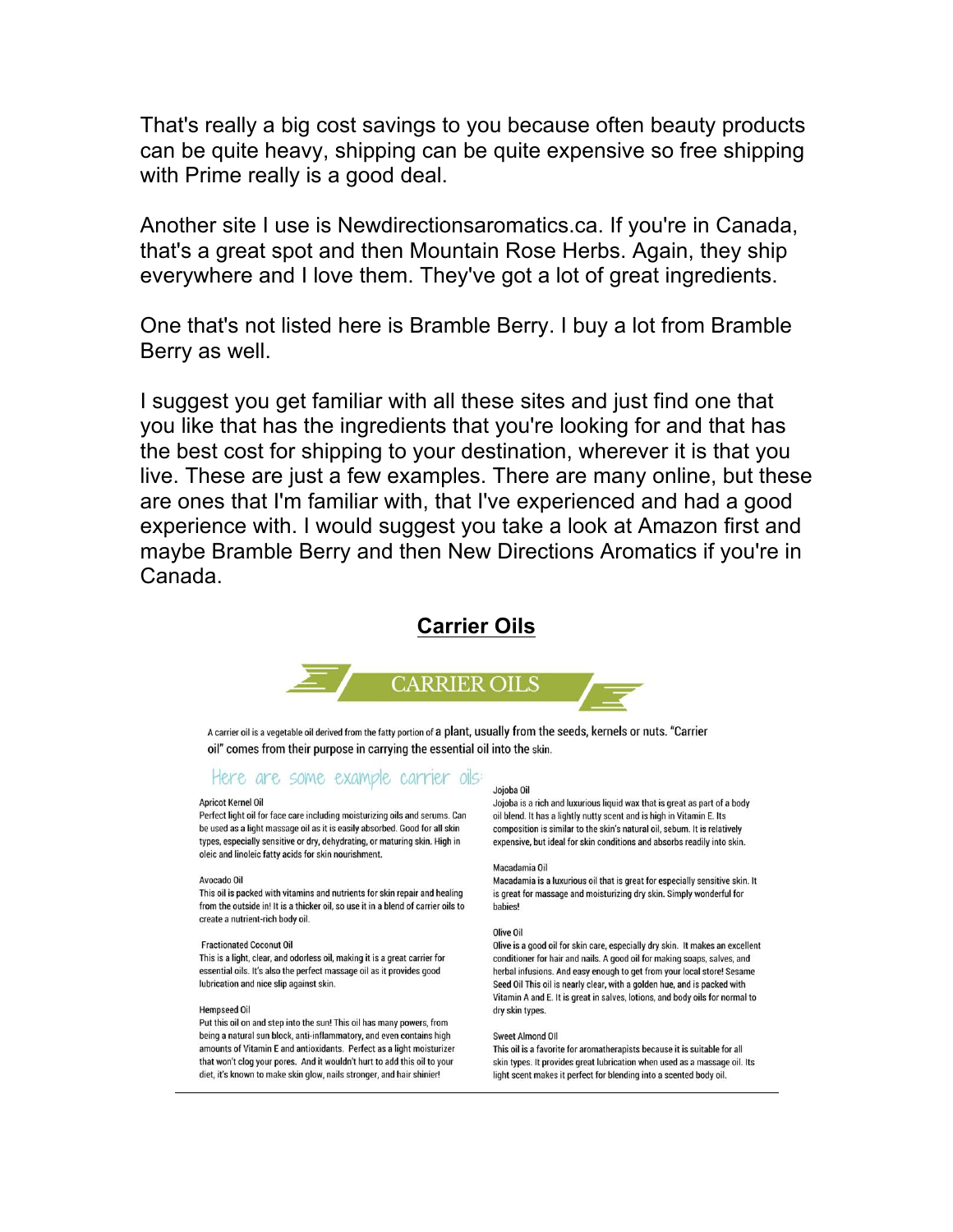That's really a big cost savings to you because often beauty products can be quite heavy, shipping can be quite expensive so free shipping with Prime really is a good deal.

Another site I use is Newdirectionsaromatics.ca. If you're in Canada, that's a great spot and then Mountain Rose Herbs. Again, they ship everywhere and I love them. They've got a lot of great ingredients.

One that's not listed here is Bramble Berry. I buy a lot from Bramble Berry as well.

I suggest you get familiar with all these sites and just find one that you like that has the ingredients that you're looking for and that has the best cost for shipping to your destination, wherever it is that you live. These are just a few examples. There are many online, but these are ones that I'm familiar with, that I've experienced and had a good experience with. I would suggest you take a look at Amazon first and maybe Bramble Berry and then New Directions Aromatics if you're in Canada.

## Carrier Oils

### CARRIER OILS

A carrier oil is a vegetable oil derived from the fatty portion of a plant, usually from the seeds, kernels or nuts. "Carrier oil" comes from their purpose in carrying the essential oil into the skin.

*Here are some example carrier oils:*

**Apricot Kernel Oil**
Perfect light oil for face care including moisturizing oils and serums. Can be used as a light massage oil as it is easily absorbed. Good for all skin types, especially sensitive or dry, dehydrating, or maturing skin. High in oleic and linoleic fatty acids for skin nourishment.

**Avocado Oil**
This oil is packed with vitamins and nutrients for skin repair and healing from the outside in! It is a thicker oil, so use it in a blend of carrier oils to create a nutrient-rich body oil.

**Fractionated Coconut Oil**
This is a light, clear, and odorless oil, making it is a great carrier for essential oils. It's also the perfect massage oil as it provides good lubrication and nice slip against skin.

**Hempseed Oil**
Put this oil on and step into the sun! This oil has many powers, from being a natural sun block, anti-inflammatory, and even contains high amounts of Vitamin E and antioxidants. Perfect as a light moisturizer that won't clog your pores. And it wouldn't hurt to add this oil to your diet, it's known to make skin glow, nails stronger, and hair shinier!

**Jojoba Oil**
Jojoba is a rich and luxurious liquid wax that is great as part of a body oil blend. It has a lightly nutty scent and is high in Vitamin E. Its composition is similar to the skin's natural oil, sebum. It is relatively expensive, but ideal for skin conditions and absorbs readily into skin.

**Macadamia Oil**
Macadamia is a luxurious oil that is great for especially sensitive skin. It is great for massage and moisturizing dry skin. Simply wonderful for babies!

**Olive Oil**
Olive is a good oil for skin care, especially dry skin. It makes an excellent conditioner for hair and nails. A good oil for making soaps, salves, and herbal infusions. And easy enough to get from your local store! Sesame Seed Oil This oil is nearly clear, with a golden hue, and is packed with Vitamin A and E. It is great in salves, lotions, and body oils for normal to dry skin types.

**Sweet Almond Oil**
This oil is a favorite for aromatherapists because it is suitable for all skin types. It provides great lubrication when used as a massage oil. Its light scent makes it perfect for blending into a scented body oil.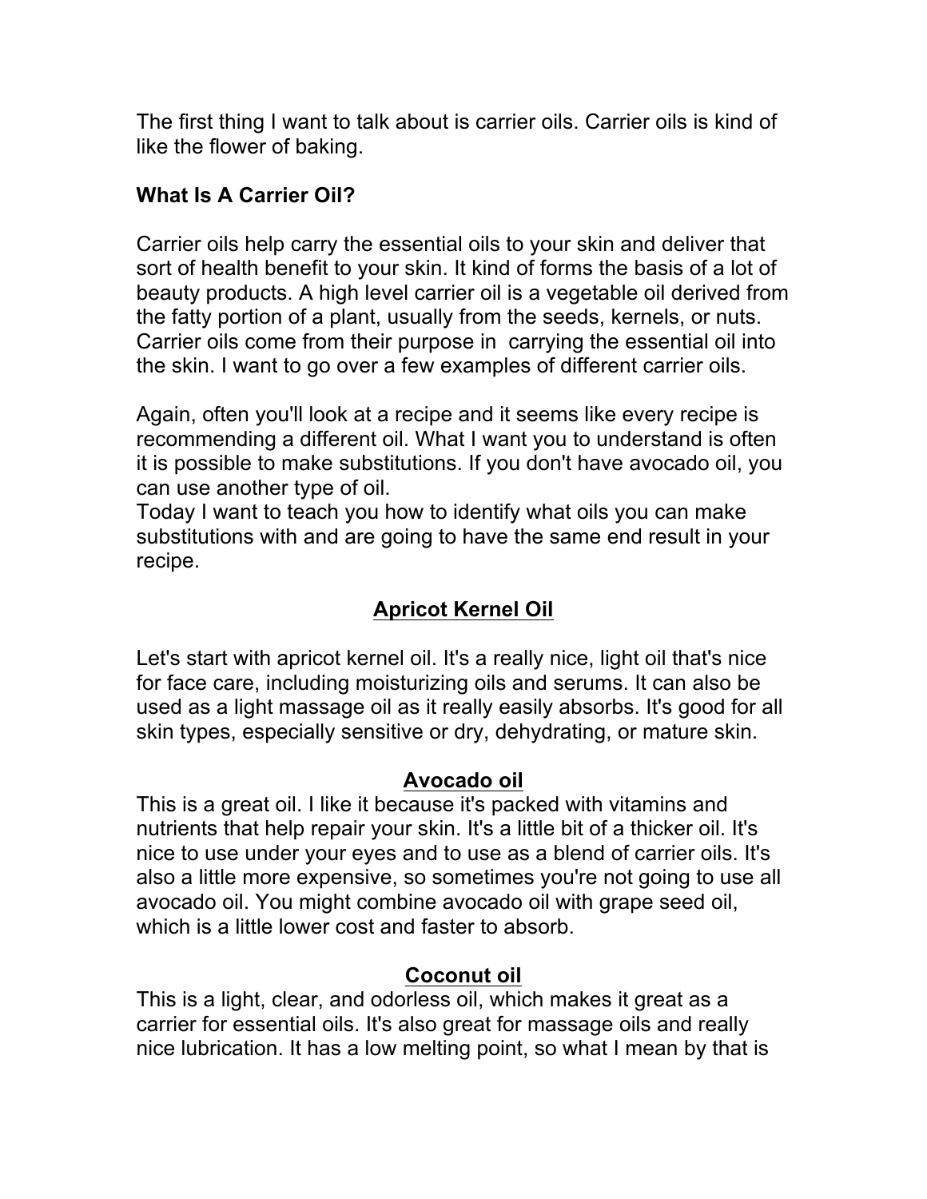The first thing I want to talk about is carrier oils. Carrier oils is kind of like the flower of baking.

**What Is A Carrier Oil?**

Carrier oils help carry the essential oils to your skin and deliver that sort of health benefit to your skin. It kind of forms the basis of a lot of beauty products. A high level carrier oil is a vegetable oil derived from the fatty portion of a plant, usually from the seeds, kernels, or nuts. Carrier oils come from their purpose in carrying the essential oil into the skin. I want to go over a few examples of different carrier oils.

Again, often you'll look at a recipe and it seems like every recipe is recommending a different oil. What I want you to understand is often it is possible to make substitutions. If you don't have avocado oil, you can use another type of oil.
Today I want to teach you how to identify what oils you can make substitutions with and are going to have the same end result in your recipe.

## Apricot Kernel Oil

Let's start with apricot kernel oil. It's a really nice, light oil that's nice for face care, including moisturizing oils and serums. It can also be used as a light massage oil as it really easily absorbs. It's good for all skin types, especially sensitive or dry, dehydrating, or mature skin.

## Avocado oil

This is a great oil. I like it because it's packed with vitamins and nutrients that help repair your skin. It's a little bit of a thicker oil. It's nice to use under your eyes and to use as a blend of carrier oils. It's also a little more expensive, so sometimes you're not going to use all avocado oil. You might combine avocado oil with grape seed oil, which is a little lower cost and faster to absorb.

## Coconut oil

This is a light, clear, and odorless oil, which makes it great as a carrier for essential oils. It's also great for massage oils and really nice lubrication. It has a low melting point, so what I mean by that is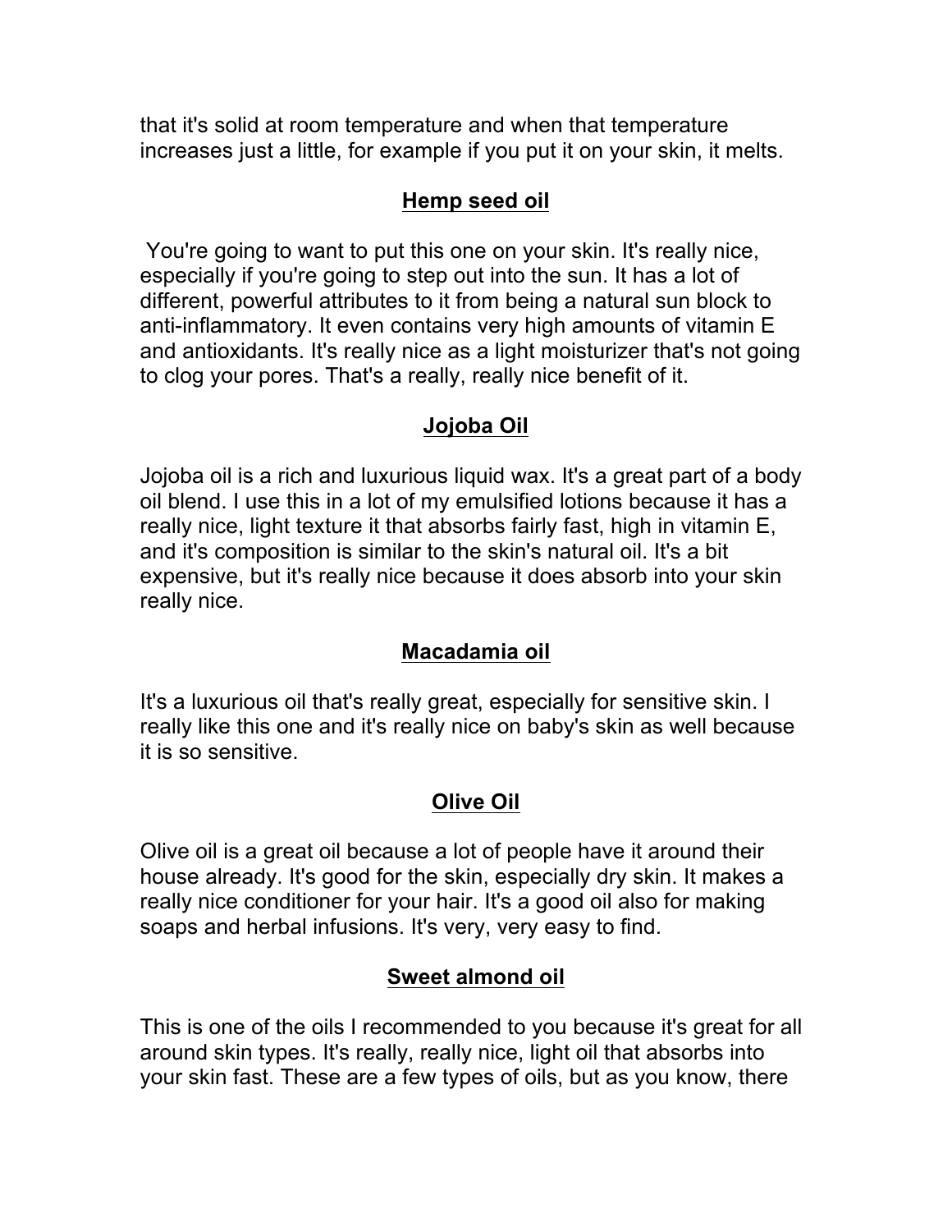that it's solid at room temperature and when that temperature increases just a little, for example if you put it on your skin, it melts.

## Hemp seed oil

You're going to want to put this one on your skin. It's really nice, especially if you're going to step out into the sun. It has a lot of different, powerful attributes to it from being a natural sun block to anti-inflammatory. It even contains very high amounts of vitamin E and antioxidants. It's really nice as a light moisturizer that's not going to clog your pores. That's a really, really nice benefit of it.

## Jojoba Oil

Jojoba oil is a rich and luxurious liquid wax. It's a great part of a body oil blend. I use this in a lot of my emulsified lotions because it has a really nice, light texture it that absorbs fairly fast, high in vitamin E, and it's composition is similar to the skin's natural oil. It's a bit expensive, but it's really nice because it does absorb into your skin really nice.

## Macadamia oil

It's a luxurious oil that's really great, especially for sensitive skin. I really like this one and it's really nice on baby's skin as well because it is so sensitive.

## Olive Oil

Olive oil is a great oil because a lot of people have it around their house already. It's good for the skin, especially dry skin. It makes a really nice conditioner for your hair. It's a good oil also for making soaps and herbal infusions. It's very, very easy to find.

## Sweet almond oil

This is one of the oils I recommended to you because it's great for all around skin types. It's really, really nice, light oil that absorbs into your skin fast. These are a few types of oils, but as you know, there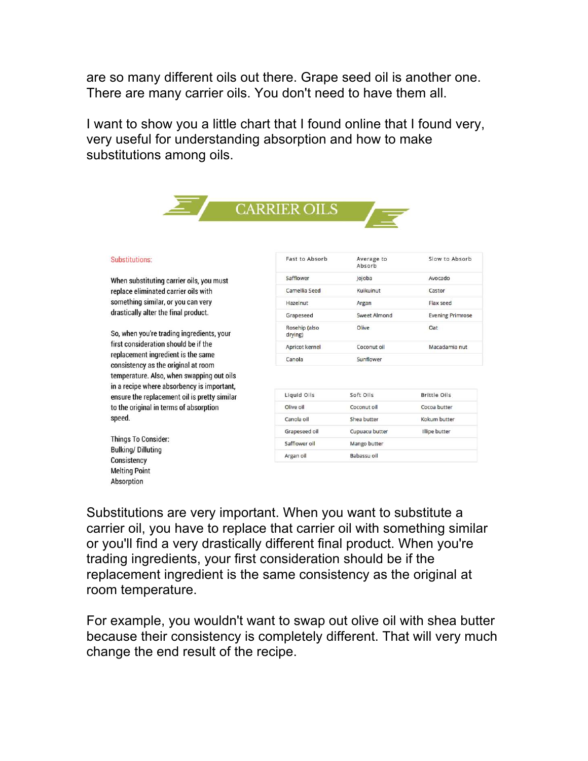are so many different oils out there. Grape seed oil is another one. There are many carrier oils. You don't need to have them all.

I want to show you a little chart that I found online that I found very, very useful for understanding absorption and how to make substitutions among oils.

## CARRIER OILS

Substitutions:

When substituting carrier oils, you must replace eliminated carrier oils with something similar, or you can very drastically alter the final product.

So, when you're trading ingredients, your first consideration should be if the replacement ingredient is the same consistency as the original at room temperature. Also, when swapping out oils in a recipe where absorbency is important, ensure the replacement oil is pretty similar to the original in terms of absorption speed.

Things To Consider:
Bulking/ Dilluting
Consistency
Melting Point
Absorption

| Fast to Absorb | Average to Absorb | Slow to Absorb |
|---|---|---|
| Safflower | Jojoba | Avocado |
| Camellia Seed | Kukuinut | Castor |
| Hazelnut | Argan | Flax seed |
| Grapeseed | Sweet Almond | Evening Primrose |
| Rosehip (also drying) | Olive | Oat |
| Apricot kernel | Coconut oil | Macadamia nut |
| Canola | Sunflower | |

| Liquid Oils | Soft Oils | Brittle Oils |
|---|---|---|
| Olive oil | Coconut oil | Cocoa butter |
| Canola oil | Shea butter | Kokum butter |
| Grapeseed oil | Cupuacu butter | Illipe butter |
| Safflower oil | Mango butter | |
| Argan oil | Babassu oil | |

Substitutions are very important. When you want to substitute a carrier oil, you have to replace that carrier oil with something similar or you'll find a very drastically different final product. When you're trading ingredients, your first consideration should be if the replacement ingredient is the same consistency as the original at room temperature.

For example, you wouldn't want to swap out olive oil with shea butter because their consistency is completely different. That will very much change the end result of the recipe.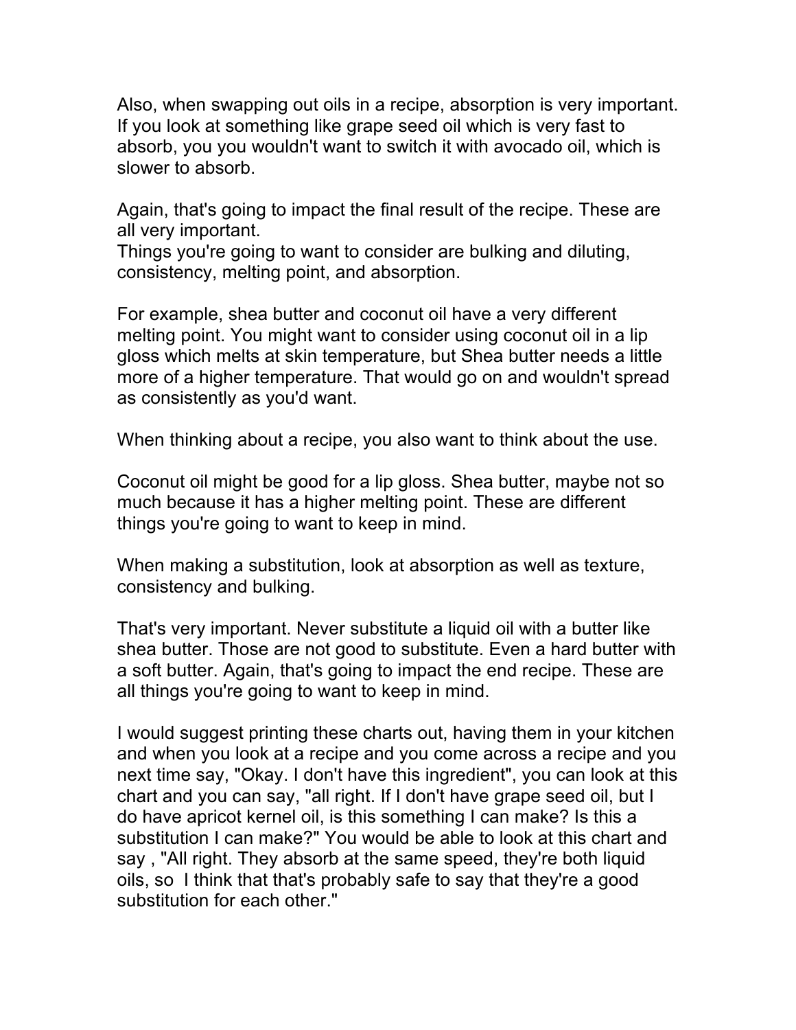Also, when swapping out oils in a recipe, absorption is very important. If you look at something like grape seed oil which is very fast to absorb, you you wouldn't want to switch it with avocado oil, which is slower to absorb.

Again, that's going to impact the final result of the recipe. These are all very important.
Things you're going to want to consider are bulking and diluting, consistency, melting point, and absorption.

For example, shea butter and coconut oil have a very different melting point. You might want to consider using coconut oil in a lip gloss which melts at skin temperature, but Shea butter needs a little more of a higher temperature. That would go on and wouldn't spread as consistently as you'd want.

When thinking about a recipe, you also want to think about the use.

Coconut oil might be good for a lip gloss. Shea butter, maybe not so much because it has a higher melting point. These are different things you're going to want to keep in mind.

When making a substitution, look at absorption as well as texture, consistency and bulking.

That's very important. Never substitute a liquid oil with a butter like shea butter. Those are not good to substitute. Even a hard butter with a soft butter. Again, that's going to impact the end recipe. These are all things you're going to want to keep in mind.

I would suggest printing these charts out, having them in your kitchen and when you look at a recipe and you come across a recipe and you next time say, "Okay. I don't have this ingredient", you can look at this chart and you can say, "all right. If I don't have grape seed oil, but I do have apricot kernel oil, is this something I can make? Is this a substitution I can make?" You would be able to look at this chart and say , "All right. They absorb at the same speed, they're both liquid oils, so I think that that's probably safe to say that they're a good substitution for each other."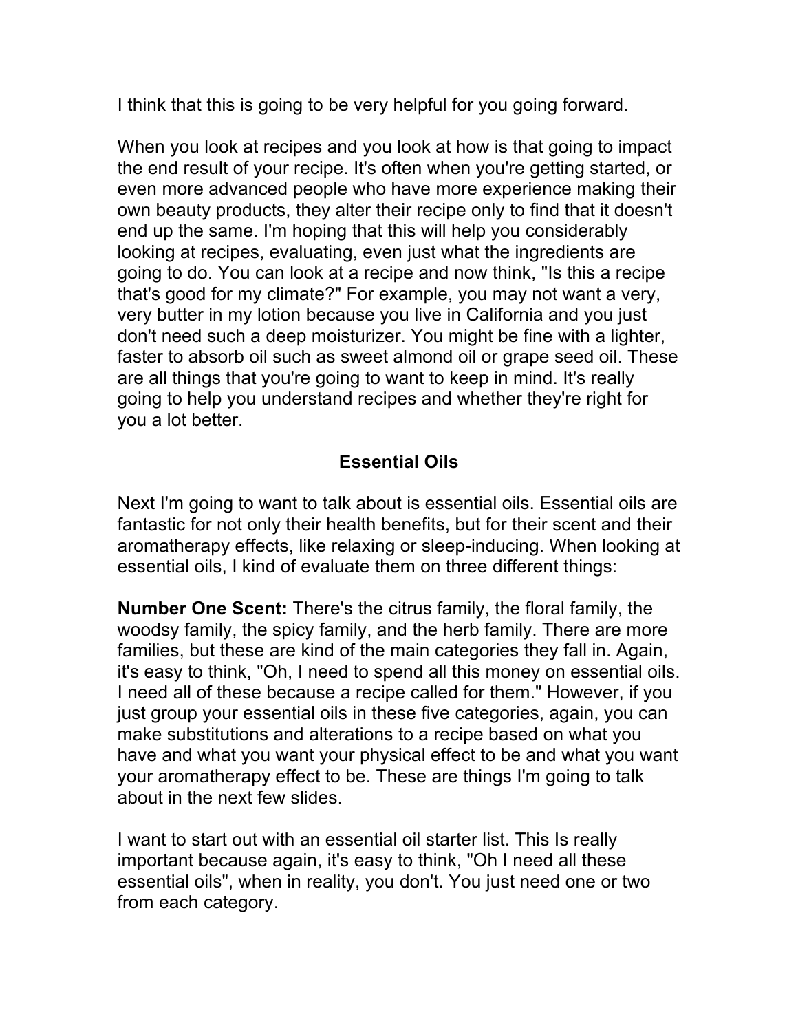I think that this is going to be very helpful for you going forward.

When you look at recipes and you look at how is that going to impact the end result of your recipe. It's often when you're getting started, or even more advanced people who have more experience making their own beauty products, they alter their recipe only to find that it doesn't end up the same. I'm hoping that this will help you considerably looking at recipes, evaluating, even just what the ingredients are going to do. You can look at a recipe and now think, "Is this a recipe that's good for my climate?" For example, you may not want a very, very butter in my lotion because you live in California and you just don't need such a deep moisturizer. You might be fine with a lighter, faster to absorb oil such as sweet almond oil or grape seed oil. These are all things that you're going to want to keep in mind. It's really going to help you understand recipes and whether they're right for you a lot better.

## Essential Oils

Next I'm going to want to talk about is essential oils. Essential oils are fantastic for not only their health benefits, but for their scent and their aromatherapy effects, like relaxing or sleep-inducing. When looking at essential oils, I kind of evaluate them on three different things:

**Number One Scent:** There's the citrus family, the floral family, the woodsy family, the spicy family, and the herb family. There are more families, but these are kind of the main categories they fall in. Again, it's easy to think, "Oh, I need to spend all this money on essential oils. I need all of these because a recipe called for them." However, if you just group your essential oils in these five categories, again, you can make substitutions and alterations to a recipe based on what you have and what you want your physical effect to be and what you want your aromatherapy effect to be. These are things I'm going to talk about in the next few slides.

I want to start out with an essential oil starter list. This Is really important because again, it's easy to think, "Oh I need all these essential oils", when in reality, you don't. You just need one or two from each category.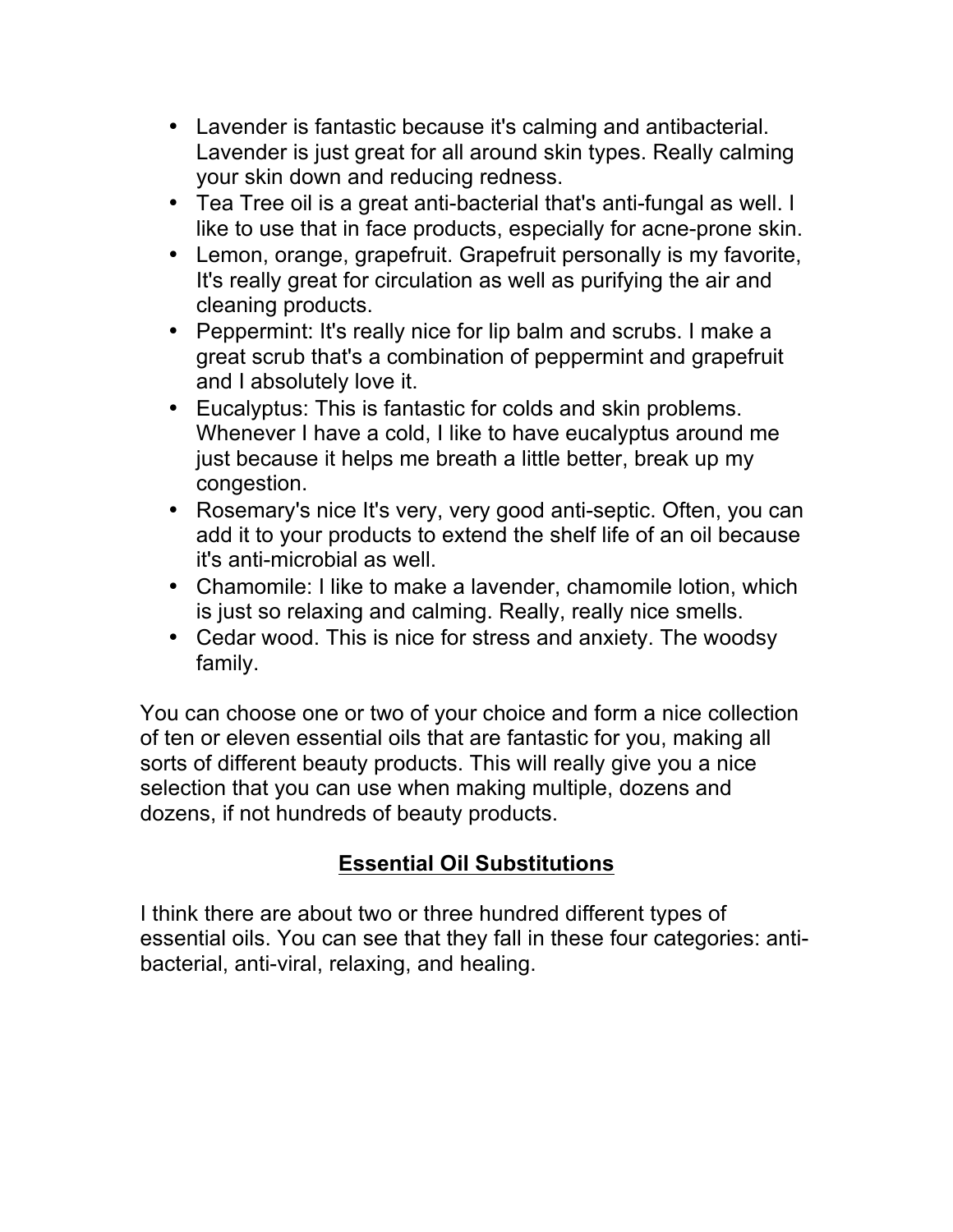- Lavender is fantastic because it's calming and antibacterial. Lavender is just great for all around skin types. Really calming your skin down and reducing redness.
- Tea Tree oil is a great anti-bacterial that's anti-fungal as well. I like to use that in face products, especially for acne-prone skin.
- Lemon, orange, grapefruit. Grapefruit personally is my favorite, It's really great for circulation as well as purifying the air and cleaning products.
- Peppermint: It's really nice for lip balm and scrubs. I make a great scrub that's a combination of peppermint and grapefruit and I absolutely love it.
- Eucalyptus: This is fantastic for colds and skin problems. Whenever I have a cold, I like to have eucalyptus around me just because it helps me breath a little better, break up my congestion.
- Rosemary's nice It's very, very good anti-septic. Often, you can add it to your products to extend the shelf life of an oil because it's anti-microbial as well.
- Chamomile: I like to make a lavender, chamomile lotion, which is just so relaxing and calming. Really, really nice smells.
- Cedar wood. This is nice for stress and anxiety. The woodsy family.

You can choose one or two of your choice and form a nice collection of ten or eleven essential oils that are fantastic for you, making all sorts of different beauty products. This will really give you a nice selection that you can use when making multiple, dozens and dozens, if not hundreds of beauty products.

## Essential Oil Substitutions

I think there are about two or three hundred different types of essential oils. You can see that they fall in these four categories: anti-bacterial, anti-viral, relaxing, and healing.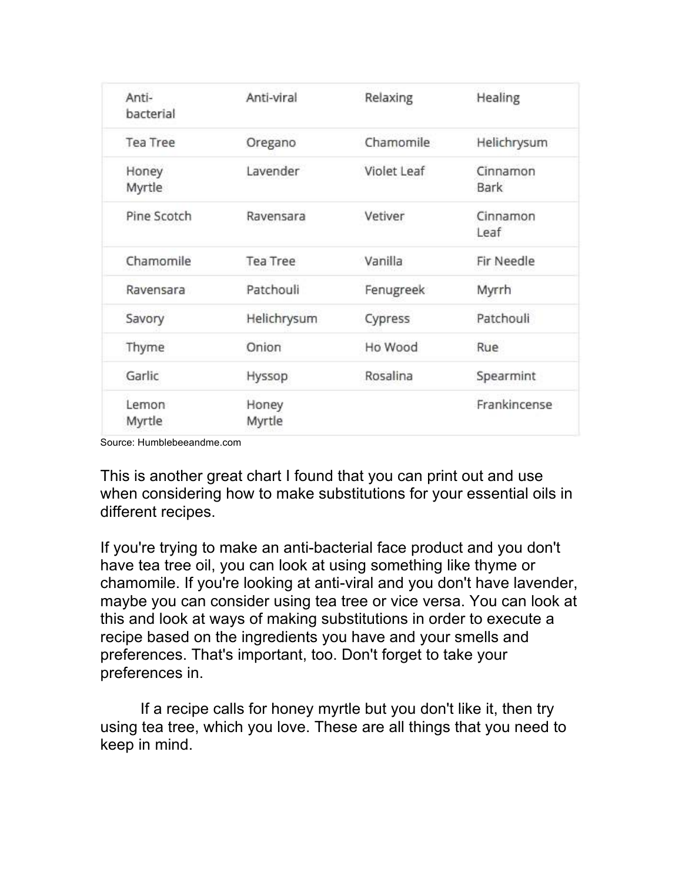| Anti-bacterial | Anti-viral | Relaxing | Healing |
| --- | --- | --- | --- |
| Tea Tree | Oregano | Chamomile | Helichrysum |
| Honey Myrtle | Lavender | Violet Leaf | Cinnamon Bark |
| Pine Scotch | Ravensara | Vetiver | Cinnamon Leaf |
| Chamomile | Tea Tree | Vanilla | Fir Needle |
| Ravensara | Patchouli | Fenugreek | Myrrh |
| Savory | Helichrysum | Cypress | Patchouli |
| Thyme | Onion | Ho Wood | Rue |
| Garlic | Hyssop | Rosalina | Spearmint |
| Lemon Myrtle | Honey Myrtle | | Frankincense |

Source: Humblebeeandme.com

This is another great chart I found that you can print out and use when considering how to make substitutions for your essential oils in different recipes.

If you're trying to make an anti-bacterial face product and you don't have tea tree oil, you can look at using something like thyme or chamomile. If you're looking at anti-viral and you don't have lavender, maybe you can consider using tea tree or vice versa. You can look at this and look at ways of making substitutions in order to execute a recipe based on the ingredients you have and your smells and preferences. That's important, too. Don't forget to take your preferences in.

If a recipe calls for honey myrtle but you don't like it, then try using tea tree, which you love. These are all things that you need to keep in mind.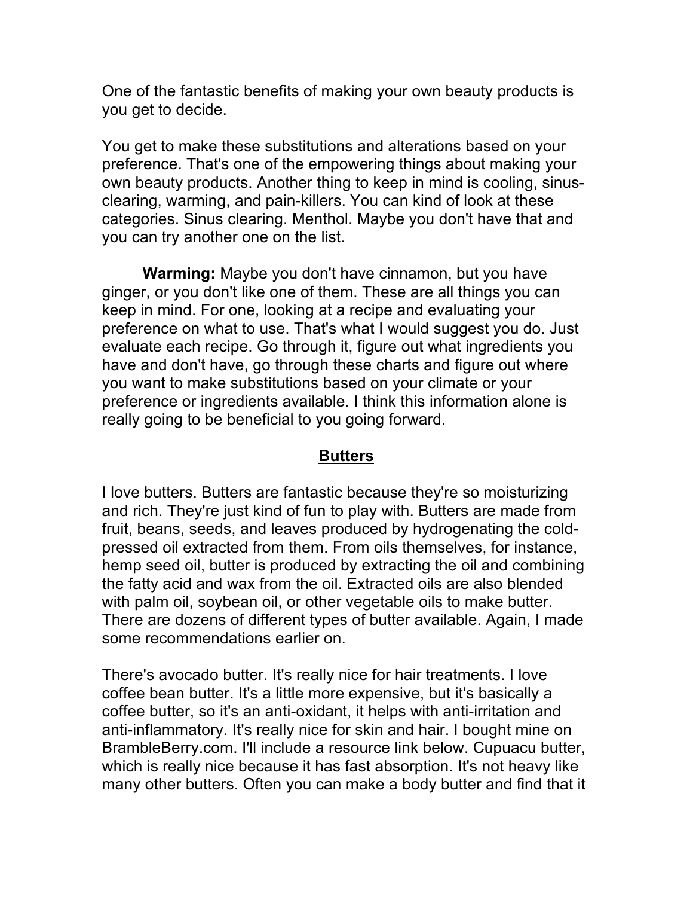One of the fantastic benefits of making your own beauty products is you get to decide.

You get to make these substitutions and alterations based on your preference. That's one of the empowering things about making your own beauty products. Another thing to keep in mind is cooling, sinus-clearing, warming, and pain-killers. You can kind of look at these categories. Sinus clearing. Menthol. Maybe you don't have that and you can try another one on the list.

**Warming:** Maybe you don't have cinnamon, but you have ginger, or you don't like one of them. These are all things you can keep in mind. For one, looking at a recipe and evaluating your preference on what to use. That's what I would suggest you do. Just evaluate each recipe. Go through it, figure out what ingredients you have and don't have, go through these charts and figure out where you want to make substitutions based on your climate or your preference or ingredients available. I think this information alone is really going to be beneficial to you going forward.

## Butters

I love butters. Butters are fantastic because they're so moisturizing and rich. They're just kind of fun to play with. Butters are made from fruit, beans, seeds, and leaves produced by hydrogenating the cold-pressed oil extracted from them. From oils themselves, for instance, hemp seed oil, butter is produced by extracting the oil and combining the fatty acid and wax from the oil. Extracted oils are also blended with palm oil, soybean oil, or other vegetable oils to make butter. There are dozens of different types of butter available. Again, I made some recommendations earlier on.

There's avocado butter. It's really nice for hair treatments. I love coffee bean butter. It's a little more expensive, but it's basically a coffee butter, so it's an anti-oxidant, it helps with anti-irritation and anti-inflammatory. It's really nice for skin and hair. I bought mine on BrambleBerry.com. I'll include a resource link below. Cupuacu butter, which is really nice because it has fast absorption. It's not heavy like many other butters. Often you can make a body butter and find that it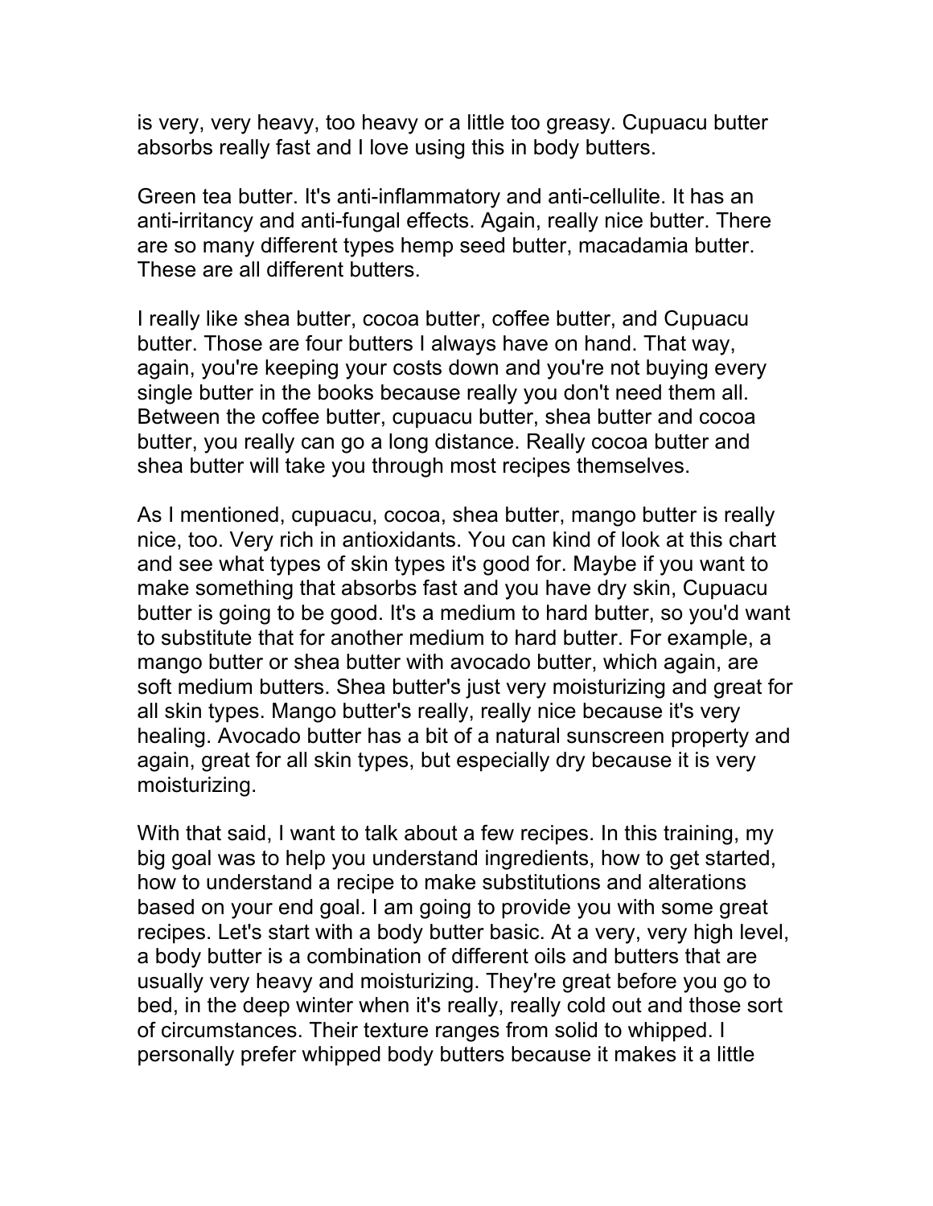is very, very heavy, too heavy or a little too greasy. Cupuacu butter absorbs really fast and I love using this in body butters.

Green tea butter. It's anti-inflammatory and anti-cellulite. It has an anti-irritancy and anti-fungal effects. Again, really nice butter. There are so many different types hemp seed butter, macadamia butter. These are all different butters.

I really like shea butter, cocoa butter, coffee butter, and Cupuacu butter. Those are four butters I always have on hand. That way, again, you're keeping your costs down and you're not buying every single butter in the books because really you don't need them all. Between the coffee butter, cupuacu butter, shea butter and cocoa butter, you really can go a long distance. Really cocoa butter and shea butter will take you through most recipes themselves.

As I mentioned, cupuacu, cocoa, shea butter, mango butter is really nice, too. Very rich in antioxidants. You can kind of look at this chart and see what types of skin types it's good for. Maybe if you want to make something that absorbs fast and you have dry skin, Cupuacu butter is going to be good. It's a medium to hard butter, so you'd want to substitute that for another medium to hard butter. For example, a mango butter or shea butter with avocado butter, which again, are soft medium butters. Shea butter's just very moisturizing and great for all skin types. Mango butter's really, really nice because it's very healing. Avocado butter has a bit of a natural sunscreen property and again, great for all skin types, but especially dry because it is very moisturizing.

With that said, I want to talk about a few recipes. In this training, my big goal was to help you understand ingredients, how to get started, how to understand a recipe to make substitutions and alterations based on your end goal. I am going to provide you with some great recipes. Let's start with a body butter basic. At a very, very high level, a body butter is a combination of different oils and butters that are usually very heavy and moisturizing. They're great before you go to bed, in the deep winter when it's really, really cold out and those sort of circumstances. Their texture ranges from solid to whipped. I personally prefer whipped body butters because it makes it a little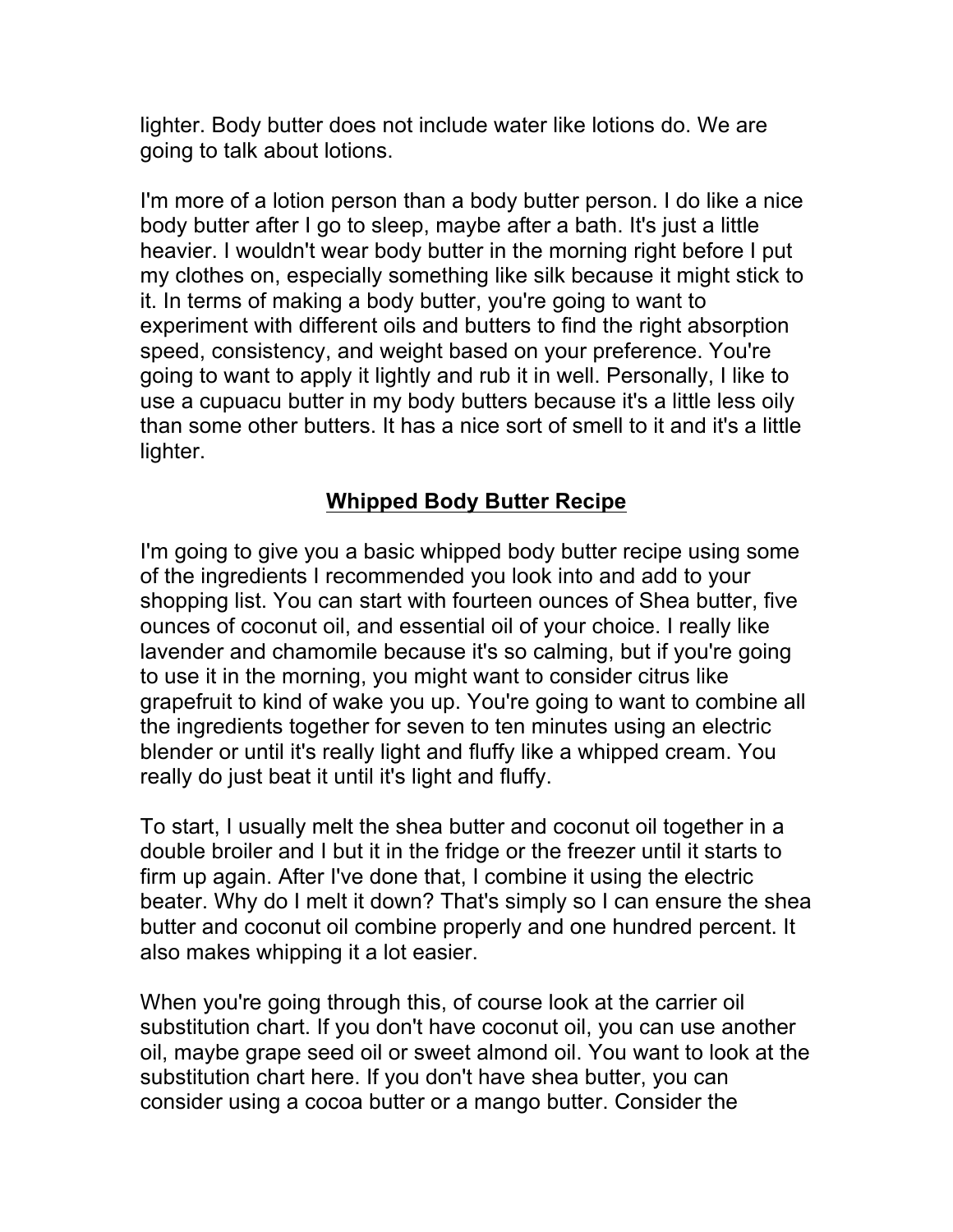lighter. Body butter does not include water like lotions do. We are going to talk about lotions.

I'm more of a lotion person than a body butter person. I do like a nice body butter after I go to sleep, maybe after a bath. It's just a little heavier. I wouldn't wear body butter in the morning right before I put my clothes on, especially something like silk because it might stick to it. In terms of making a body butter, you're going to want to experiment with different oils and butters to find the right absorption speed, consistency, and weight based on your preference. You're going to want to apply it lightly and rub it in well. Personally, I like to use a cupuacu butter in my body butters because it's a little less oily than some other butters. It has a nice sort of smell to it and it's a little lighter.

## Whipped Body Butter Recipe

I'm going to give you a basic whipped body butter recipe using some of the ingredients I recommended you look into and add to your shopping list. You can start with fourteen ounces of Shea butter, five ounces of coconut oil, and essential oil of your choice. I really like lavender and chamomile because it's so calming, but if you're going to use it in the morning, you might want to consider citrus like grapefruit to kind of wake you up. You're going to want to combine all the ingredients together for seven to ten minutes using an electric blender or until it's really light and fluffy like a whipped cream. You really do just beat it until it's light and fluffy.

To start, I usually melt the shea butter and coconut oil together in a double broiler and I but it in the fridge or the freezer until it starts to firm up again. After I've done that, I combine it using the electric beater. Why do I melt it down? That's simply so I can ensure the shea butter and coconut oil combine properly and one hundred percent. It also makes whipping it a lot easier.

When you're going through this, of course look at the carrier oil substitution chart. If you don't have coconut oil, you can use another oil, maybe grape seed oil or sweet almond oil. You want to look at the substitution chart here. If you don't have shea butter, you can consider using a cocoa butter or a mango butter. Consider the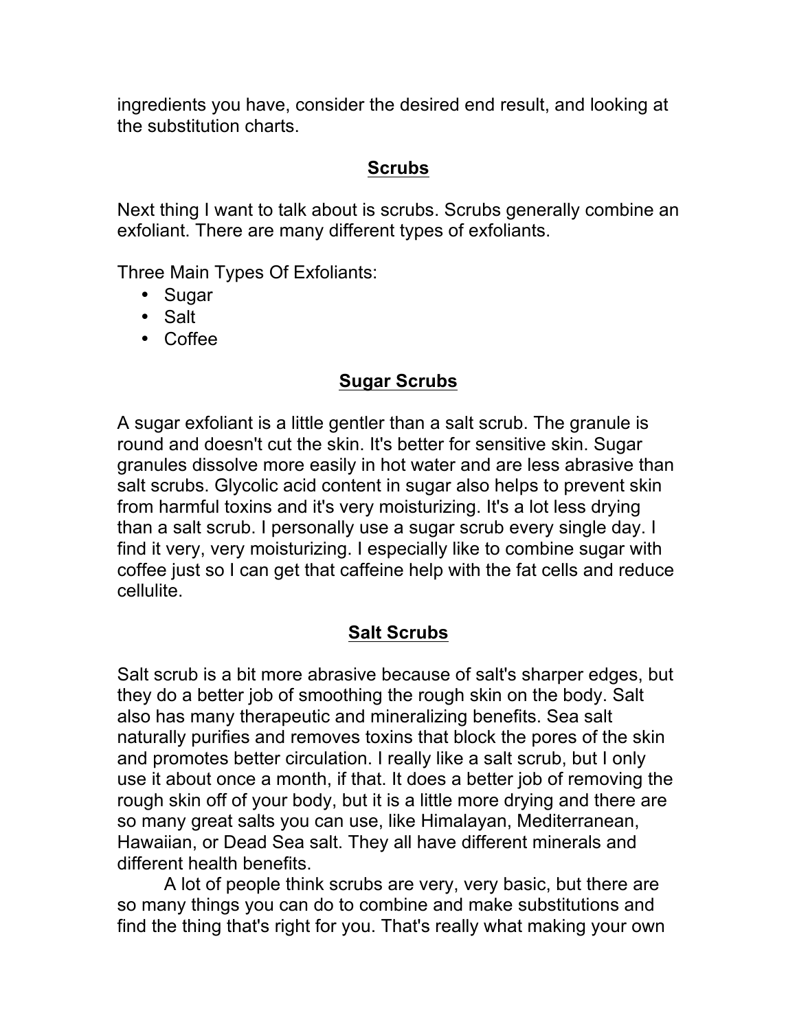ingredients you have, consider the desired end result, and looking at the substitution charts.

## Scrubs

Next thing I want to talk about is scrubs. Scrubs generally combine an exfoliant. There are many different types of exfoliants.

Three Main Types Of Exfoliants:

- Sugar
- Salt
- Coffee

## Sugar Scrubs

A sugar exfoliant is a little gentler than a salt scrub. The granule is round and doesn't cut the skin. It's better for sensitive skin. Sugar granules dissolve more easily in hot water and are less abrasive than salt scrubs. Glycolic acid content in sugar also helps to prevent skin from harmful toxins and it's very moisturizing. It's a lot less drying than a salt scrub. I personally use a sugar scrub every single day. I find it very, very moisturizing. I especially like to combine sugar with coffee just so I can get that caffeine help with the fat cells and reduce cellulite.

## Salt Scrubs

Salt scrub is a bit more abrasive because of salt's sharper edges, but they do a better job of smoothing the rough skin on the body. Salt also has many therapeutic and mineralizing benefits. Sea salt naturally purifies and removes toxins that block the pores of the skin and promotes better circulation. I really like a salt scrub, but I only use it about once a month, if that. It does a better job of removing the rough skin off of your body, but it is a little more drying and there are so many great salts you can use, like Himalayan, Mediterranean, Hawaiian, or Dead Sea salt. They all have different minerals and different health benefits.

A lot of people think scrubs are very, very basic, but there are so many things you can do to combine and make substitutions and find the thing that's right for you. That's really what making your own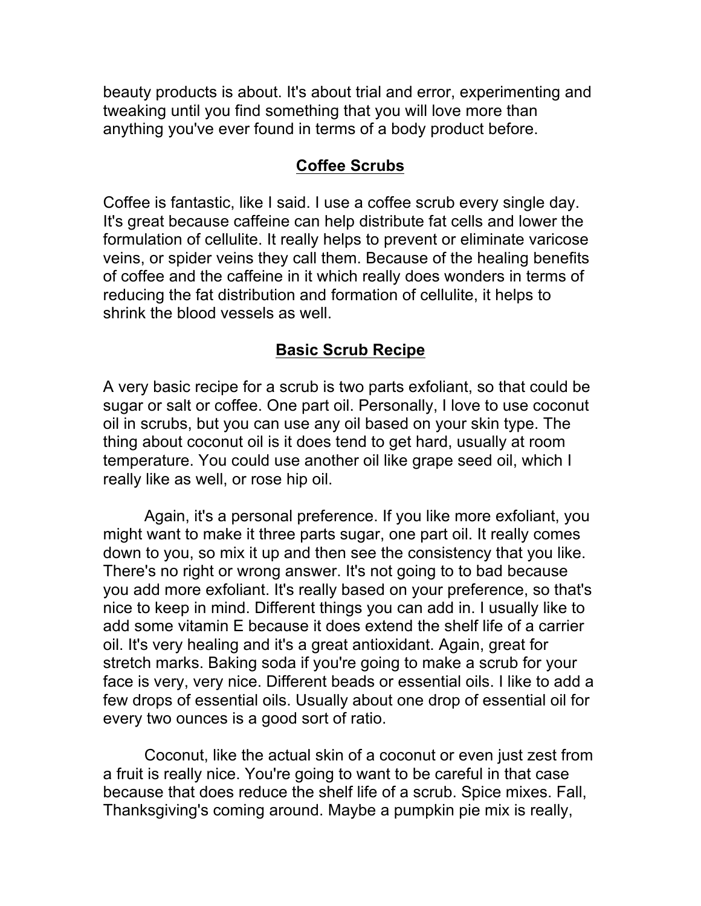beauty products is about. It's about trial and error, experimenting and tweaking until you find something that you will love more than anything you've ever found in terms of a body product before.

## Coffee Scrubs

Coffee is fantastic, like I said. I use a coffee scrub every single day. It's great because caffeine can help distribute fat cells and lower the formulation of cellulite. It really helps to prevent or eliminate varicose veins, or spider veins they call them. Because of the healing benefits of coffee and the caffeine in it which really does wonders in terms of reducing the fat distribution and formation of cellulite, it helps to shrink the blood vessels as well.

## Basic Scrub Recipe

A very basic recipe for a scrub is two parts exfoliant, so that could be sugar or salt or coffee. One part oil. Personally, I love to use coconut oil in scrubs, but you can use any oil based on your skin type. The thing about coconut oil is it does tend to get hard, usually at room temperature. You could use another oil like grape seed oil, which I really like as well, or rose hip oil.

Again, it's a personal preference. If you like more exfoliant, you might want to make it three parts sugar, one part oil. It really comes down to you, so mix it up and then see the consistency that you like. There's no right or wrong answer. It's not going to to bad because you add more exfoliant. It's really based on your preference, so that's nice to keep in mind. Different things you can add in. I usually like to add some vitamin E because it does extend the shelf life of a carrier oil. It's very healing and it's a great antioxidant. Again, great for stretch marks. Baking soda if you're going to make a scrub for your face is very, very nice. Different beads or essential oils. I like to add a few drops of essential oils. Usually about one drop of essential oil for every two ounces is a good sort of ratio.

Coconut, like the actual skin of a coconut or even just zest from a fruit is really nice. You're going to want to be careful in that case because that does reduce the shelf life of a scrub. Spice mixes. Fall, Thanksgiving's coming around. Maybe a pumpkin pie mix is really,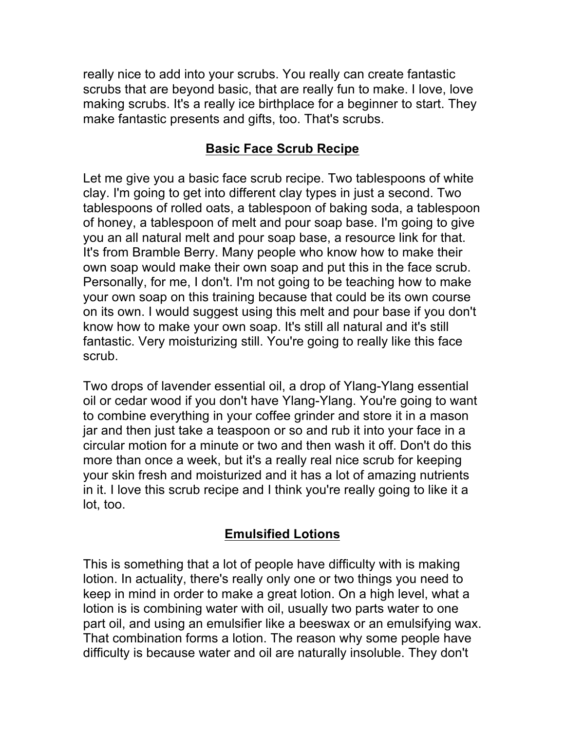really nice to add into your scrubs. You really can create fantastic scrubs that are beyond basic, that are really fun to make. I love, love making scrubs. It's a really ice birthplace for a beginner to start. They make fantastic presents and gifts, too. That's scrubs.

## Basic Face Scrub Recipe

Let me give you a basic face scrub recipe. Two tablespoons of white clay. I'm going to get into different clay types in just a second. Two tablespoons of rolled oats, a tablespoon of baking soda, a tablespoon of honey, a tablespoon of melt and pour soap base. I'm going to give you an all natural melt and pour soap base, a resource link for that. It's from Bramble Berry. Many people who know how to make their own soap would make their own soap and put this in the face scrub. Personally, for me, I don't. I'm not going to be teaching how to make your own soap on this training because that could be its own course on its own. I would suggest using this melt and pour base if you don't know how to make your own soap. It's still all natural and it's still fantastic. Very moisturizing still. You're going to really like this face scrub.

Two drops of lavender essential oil, a drop of Ylang-Ylang essential oil or cedar wood if you don't have Ylang-Ylang. You're going to want to combine everything in your coffee grinder and store it in a mason jar and then just take a teaspoon or so and rub it into your face in a circular motion for a minute or two and then wash it off. Don't do this more than once a week, but it's a really real nice scrub for keeping your skin fresh and moisturized and it has a lot of amazing nutrients in it. I love this scrub recipe and I think you're really going to like it a lot, too.

## Emulsified Lotions

This is something that a lot of people have difficulty with is making lotion. In actuality, there's really only one or two things you need to keep in mind in order to make a great lotion. On a high level, what a lotion is is combining water with oil, usually two parts water to one part oil, and using an emulsifier like a beeswax or an emulsifying wax. That combination forms a lotion. The reason why some people have difficulty is because water and oil are naturally insoluble. They don't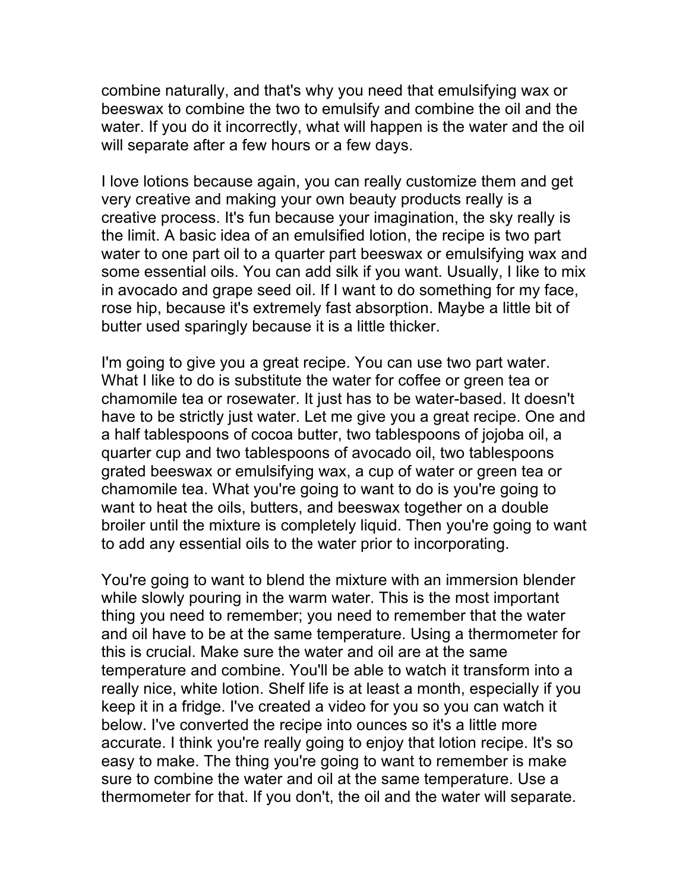combine naturally, and that's why you need that emulsifying wax or beeswax to combine the two to emulsify and combine the oil and the water. If you do it incorrectly, what will happen is the water and the oil will separate after a few hours or a few days.

I love lotions because again, you can really customize them and get very creative and making your own beauty products really is a creative process. It's fun because your imagination, the sky really is the limit. A basic idea of an emulsified lotion, the recipe is two part water to one part oil to a quarter part beeswax or emulsifying wax and some essential oils. You can add silk if you want. Usually, I like to mix in avocado and grape seed oil. If I want to do something for my face, rose hip, because it's extremely fast absorption. Maybe a little bit of butter used sparingly because it is a little thicker.

I'm going to give you a great recipe. You can use two part water. What I like to do is substitute the water for coffee or green tea or chamomile tea or rosewater. It just has to be water-based. It doesn't have to be strictly just water. Let me give you a great recipe. One and a half tablespoons of cocoa butter, two tablespoons of jojoba oil, a quarter cup and two tablespoons of avocado oil, two tablespoons grated beeswax or emulsifying wax, a cup of water or green tea or chamomile tea. What you're going to want to do is you're going to want to heat the oils, butters, and beeswax together on a double broiler until the mixture is completely liquid. Then you're going to want to add any essential oils to the water prior to incorporating.

You're going to want to blend the mixture with an immersion blender while slowly pouring in the warm water. This is the most important thing you need to remember; you need to remember that the water and oil have to be at the same temperature. Using a thermometer for this is crucial. Make sure the water and oil are at the same temperature and combine. You'll be able to watch it transform into a really nice, white lotion. Shelf life is at least a month, especially if you keep it in a fridge. I've created a video for you so you can watch it below. I've converted the recipe into ounces so it's a little more accurate. I think you're really going to enjoy that lotion recipe. It's so easy to make. The thing you're going to want to remember is make sure to combine the water and oil at the same temperature. Use a thermometer for that. If you don't, the oil and the water will separate.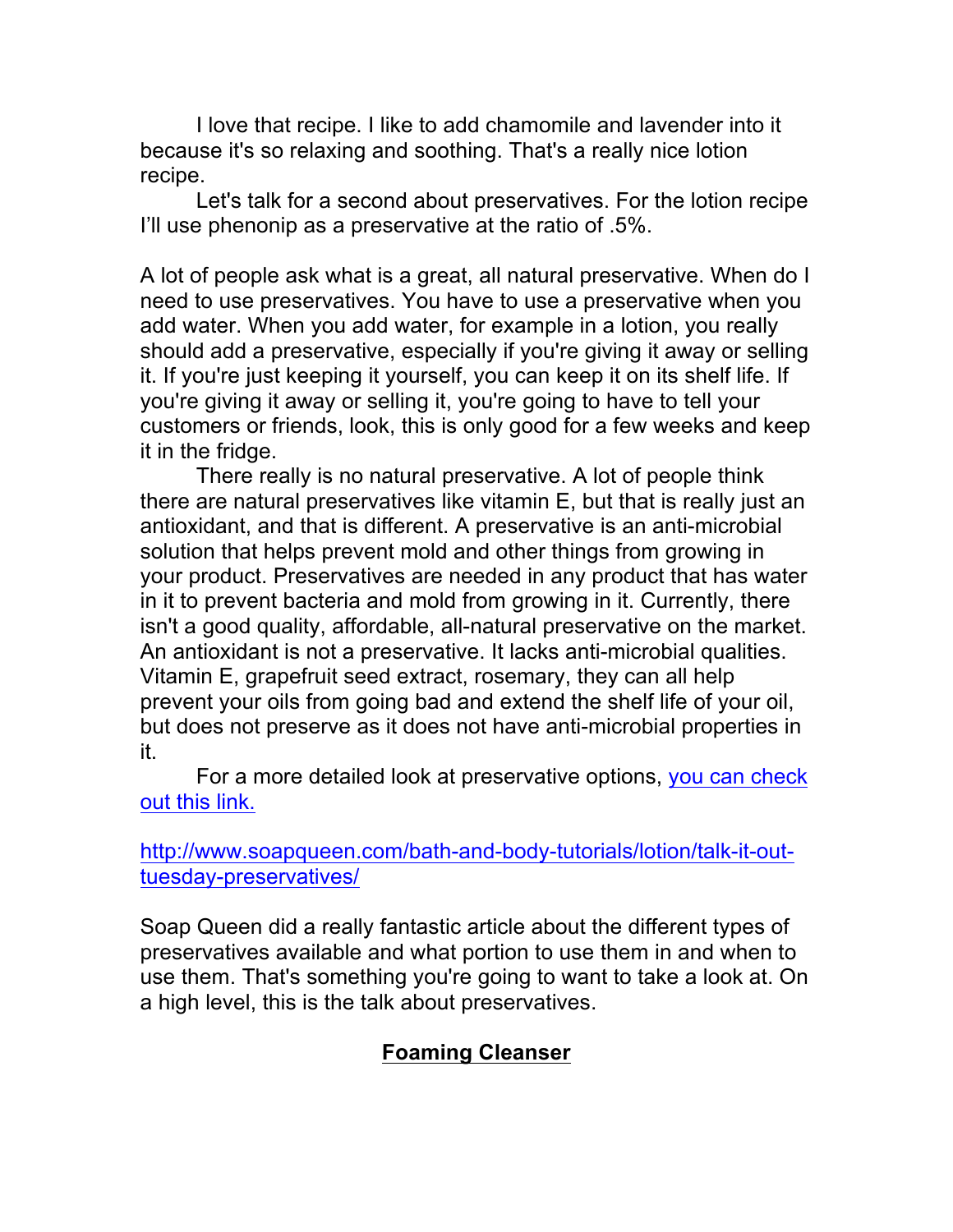I love that recipe. I like to add chamomile and lavender into it because it's so relaxing and soothing. That's a really nice lotion recipe.

Let's talk for a second about preservatives. For the lotion recipe I'll use phenonip as a preservative at the ratio of .5%.

A lot of people ask what is a great, all natural preservative. When do I need to use preservatives. You have to use a preservative when you add water. When you add water, for example in a lotion, you really should add a preservative, especially if you're giving it away or selling it. If you're just keeping it yourself, you can keep it on its shelf life. If you're giving it away or selling it, you're going to have to tell your customers or friends, look, this is only good for a few weeks and keep it in the fridge.

There really is no natural preservative. A lot of people think there are natural preservatives like vitamin E, but that is really just an antioxidant, and that is different. A preservative is an anti-microbial solution that helps prevent mold and other things from growing in your product. Preservatives are needed in any product that has water in it to prevent bacteria and mold from growing in it. Currently, there isn't a good quality, affordable, all-natural preservative on the market. An antioxidant is not a preservative. It lacks anti-microbial qualities. Vitamin E, grapefruit seed extract, rosemary, they can all help prevent your oils from going bad and extend the shelf life of your oil, but does not preserve as it does not have anti-microbial properties in it.

For a more detailed look at preservative options, [you can check out this link.](http://www.soapqueen.com/bath-and-body-tutorials/lotion/talk-it-out-tuesday-preservatives/)

http://www.soapqueen.com/bath-and-body-tutorials/lotion/talk-it-out-tuesday-preservatives/

Soap Queen did a really fantastic article about the different types of preservatives available and what portion to use them in and when to use them. That's something you're going to want to take a look at. On a high level, this is the talk about preservatives.

## Foaming Cleanser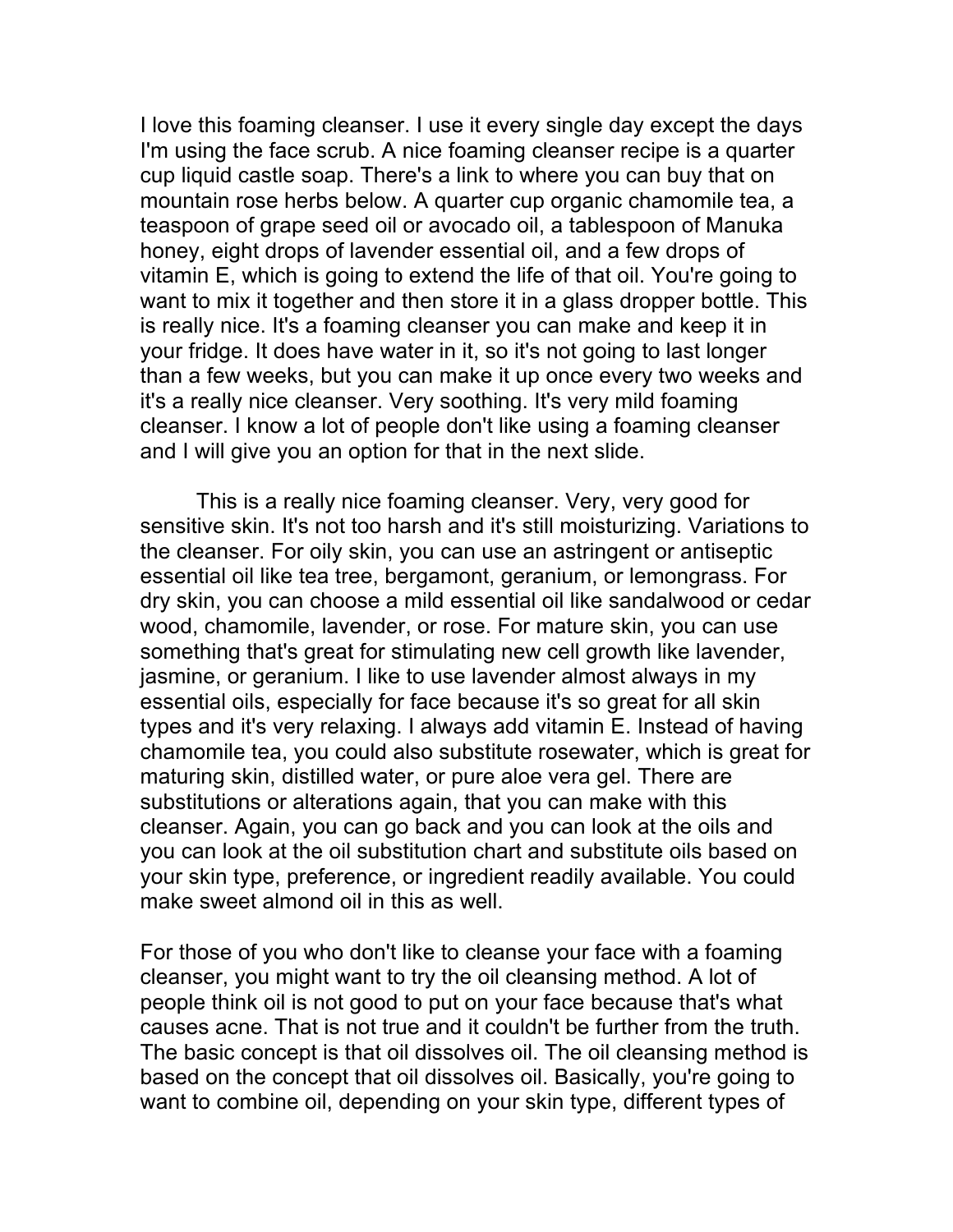I love this foaming cleanser. I use it every single day except the days I'm using the face scrub. A nice foaming cleanser recipe is a quarter cup liquid castle soap. There's a link to where you can buy that on mountain rose herbs below. A quarter cup organic chamomile tea, a teaspoon of grape seed oil or avocado oil, a tablespoon of Manuka honey, eight drops of lavender essential oil, and a few drops of vitamin E, which is going to extend the life of that oil. You're going to want to mix it together and then store it in a glass dropper bottle. This is really nice. It's a foaming cleanser you can make and keep it in your fridge. It does have water in it, so it's not going to last longer than a few weeks, but you can make it up once every two weeks and it's a really nice cleanser. Very soothing. It's very mild foaming cleanser. I know a lot of people don't like using a foaming cleanser and I will give you an option for that in the next slide.

This is a really nice foaming cleanser. Very, very good for sensitive skin. It's not too harsh and it's still moisturizing. Variations to the cleanser. For oily skin, you can use an astringent or antiseptic essential oil like tea tree, bergamont, geranium, or lemongrass. For dry skin, you can choose a mild essential oil like sandalwood or cedar wood, chamomile, lavender, or rose. For mature skin, you can use something that's great for stimulating new cell growth like lavender, jasmine, or geranium. I like to use lavender almost always in my essential oils, especially for face because it's so great for all skin types and it's very relaxing. I always add vitamin E. Instead of having chamomile tea, you could also substitute rosewater, which is great for maturing skin, distilled water, or pure aloe vera gel. There are substitutions or alterations again, that you can make with this cleanser. Again, you can go back and you can look at the oils and you can look at the oil substitution chart and substitute oils based on your skin type, preference, or ingredient readily available. You could make sweet almond oil in this as well.

For those of you who don't like to cleanse your face with a foaming cleanser, you might want to try the oil cleansing method. A lot of people think oil is not good to put on your face because that's what causes acne. That is not true and it couldn't be further from the truth. The basic concept is that oil dissolves oil. The oil cleansing method is based on the concept that oil dissolves oil. Basically, you're going to want to combine oil, depending on your skin type, different types of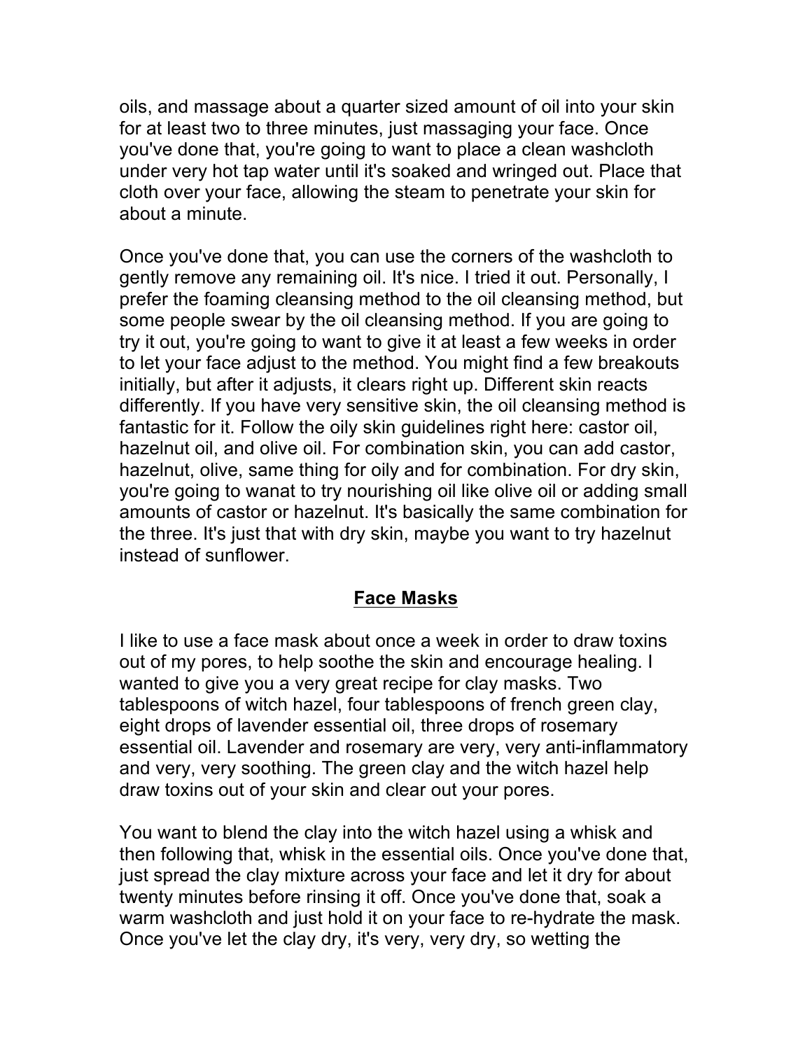oils, and massage about a quarter sized amount of oil into your skin for at least two to three minutes, just massaging your face. Once you've done that, you're going to want to place a clean washcloth under very hot tap water until it's soaked and wringed out. Place that cloth over your face, allowing the steam to penetrate your skin for about a minute.

Once you've done that, you can use the corners of the washcloth to gently remove any remaining oil. It's nice. I tried it out. Personally, I prefer the foaming cleansing method to the oil cleansing method, but some people swear by the oil cleansing method. If you are going to try it out, you're going to want to give it at least a few weeks in order to let your face adjust to the method. You might find a few breakouts initially, but after it adjusts, it clears right up. Different skin reacts differently. If you have very sensitive skin, the oil cleansing method is fantastic for it. Follow the oily skin guidelines right here: castor oil, hazelnut oil, and olive oil. For combination skin, you can add castor, hazelnut, olive, same thing for oily and for combination. For dry skin, you're going to wanat to try nourishing oil like olive oil or adding small amounts of castor or hazelnut. It's basically the same combination for the three. It's just that with dry skin, maybe you want to try hazelnut instead of sunflower.

## Face Masks

I like to use a face mask about once a week in order to draw toxins out of my pores, to help soothe the skin and encourage healing. I wanted to give you a very great recipe for clay masks. Two tablespoons of witch hazel, four tablespoons of french green clay, eight drops of lavender essential oil, three drops of rosemary essential oil. Lavender and rosemary are very, very anti-inflammatory and very, very soothing. The green clay and the witch hazel help draw toxins out of your skin and clear out your pores.

You want to blend the clay into the witch hazel using a whisk and then following that, whisk in the essential oils. Once you've done that, just spread the clay mixture across your face and let it dry for about twenty minutes before rinsing it off. Once you've done that, soak a warm washcloth and just hold it on your face to re-hydrate the mask. Once you've let the clay dry, it's very, very dry, so wetting the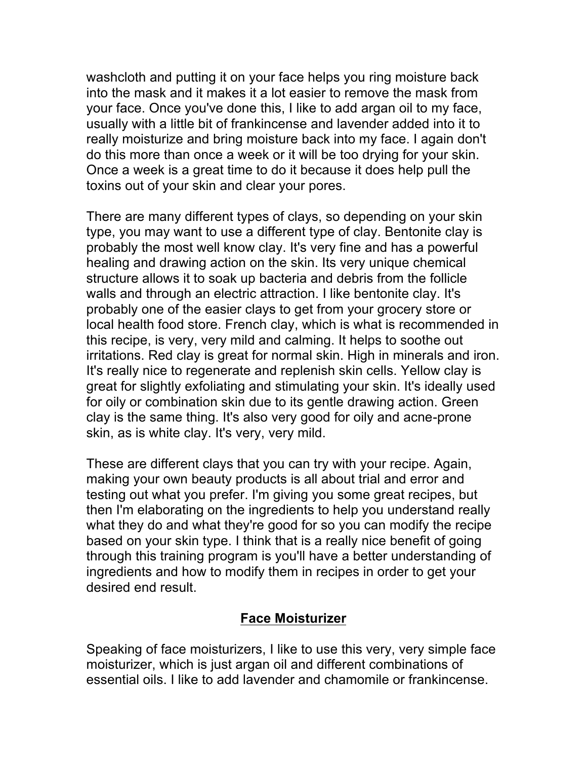washcloth and putting it on your face helps you ring moisture back into the mask and it makes it a lot easier to remove the mask from your face. Once you've done this, I like to add argan oil to my face, usually with a little bit of frankincense and lavender added into it to really moisturize and bring moisture back into my face. I again don't do this more than once a week or it will be too drying for your skin. Once a week is a great time to do it because it does help pull the toxins out of your skin and clear your pores.

There are many different types of clays, so depending on your skin type, you may want to use a different type of clay. Bentonite clay is probably the most well know clay. It's very fine and has a powerful healing and drawing action on the skin. Its very unique chemical structure allows it to soak up bacteria and debris from the follicle walls and through an electric attraction. I like bentonite clay. It's probably one of the easier clays to get from your grocery store or local health food store. French clay, which is what is recommended in this recipe, is very, very mild and calming. It helps to soothe out irritations. Red clay is great for normal skin. High in minerals and iron. It's really nice to regenerate and replenish skin cells. Yellow clay is great for slightly exfoliating and stimulating your skin. It's ideally used for oily or combination skin due to its gentle drawing action. Green clay is the same thing. It's also very good for oily and acne-prone skin, as is white clay. It's very, very mild.

These are different clays that you can try with your recipe. Again, making your own beauty products is all about trial and error and testing out what you prefer. I'm giving you some great recipes, but then I'm elaborating on the ingredients to help you understand really what they do and what they're good for so you can modify the recipe based on your skin type. I think that is a really nice benefit of going through this training program is you'll have a better understanding of ingredients and how to modify them in recipes in order to get your desired end result.

## Face Moisturizer

Speaking of face moisturizers, I like to use this very, very simple face moisturizer, which is just argan oil and different combinations of essential oils. I like to add lavender and chamomile or frankincense.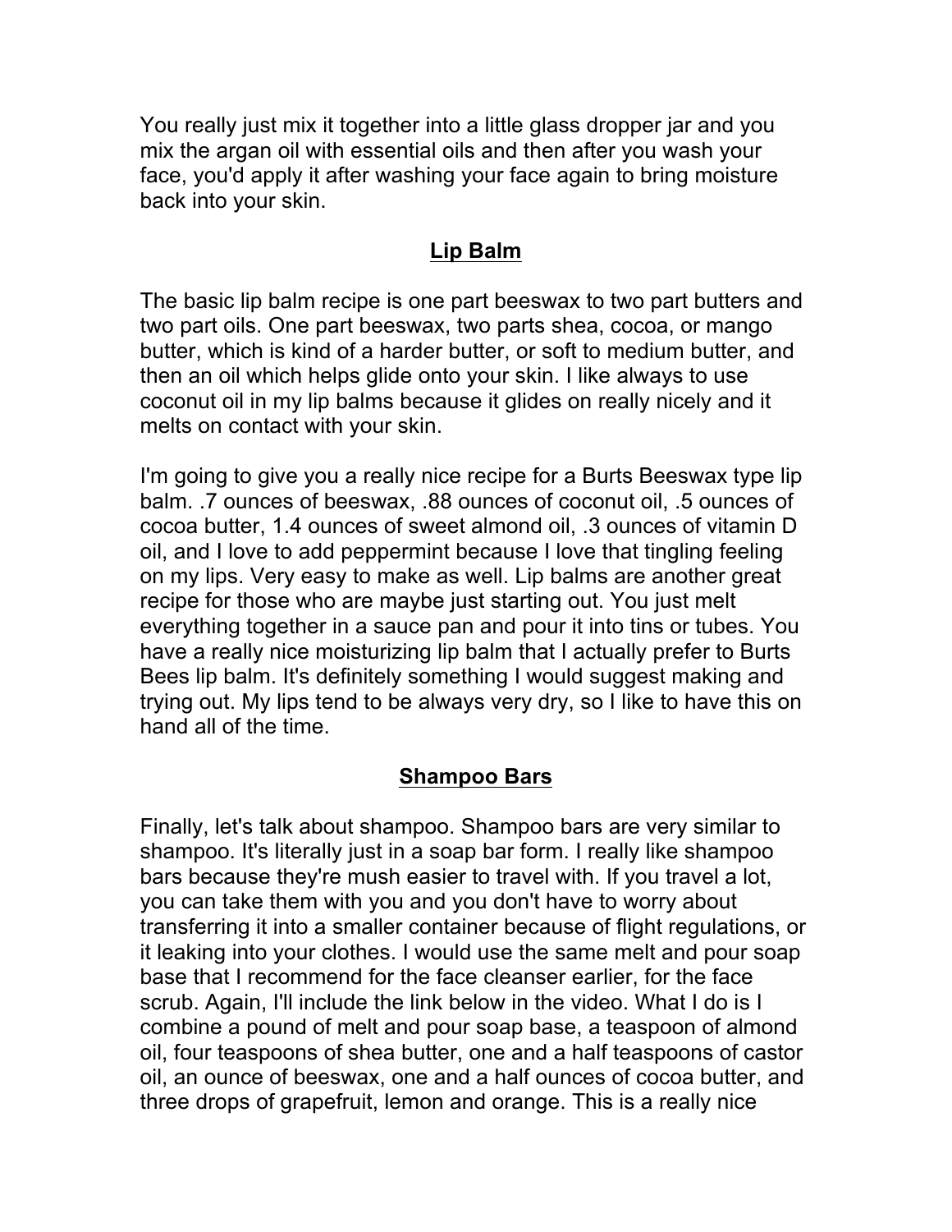You really just mix it together into a little glass dropper jar and you mix the argan oil with essential oils and then after you wash your face, you'd apply it after washing your face again to bring moisture back into your skin.

## Lip Balm

The basic lip balm recipe is one part beeswax to two part butters and two part oils. One part beeswax, two parts shea, cocoa, or mango butter, which is kind of a harder butter, or soft to medium butter, and then an oil which helps glide onto your skin. I like always to use coconut oil in my lip balms because it glides on really nicely and it melts on contact with your skin.

I'm going to give you a really nice recipe for a Burts Beeswax type lip balm. .7 ounces of beeswax, .88 ounces of coconut oil, .5 ounces of cocoa butter, 1.4 ounces of sweet almond oil, .3 ounces of vitamin D oil, and I love to add peppermint because I love that tingling feeling on my lips. Very easy to make as well. Lip balms are another great recipe for those who are maybe just starting out. You just melt everything together in a sauce pan and pour it into tins or tubes. You have a really nice moisturizing lip balm that I actually prefer to Burts Bees lip balm. It's definitely something I would suggest making and trying out. My lips tend to be always very dry, so I like to have this on hand all of the time.

## Shampoo Bars

Finally, let's talk about shampoo. Shampoo bars are very similar to shampoo. It's literally just in a soap bar form. I really like shampoo bars because they're mush easier to travel with. If you travel a lot, you can take them with you and you don't have to worry about transferring it into a smaller container because of flight regulations, or it leaking into your clothes. I would use the same melt and pour soap base that I recommend for the face cleanser earlier, for the face scrub. Again, I'll include the link below in the video. What I do is I combine a pound of melt and pour soap base, a teaspoon of almond oil, four teaspoons of shea butter, one and a half teaspoons of castor oil, an ounce of beeswax, one and a half ounces of cocoa butter, and three drops of grapefruit, lemon and orange. This is a really nice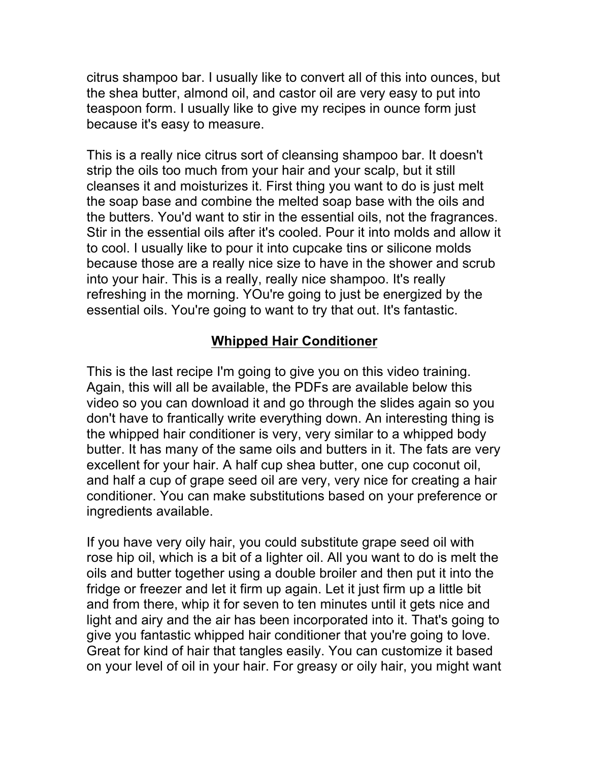citrus shampoo bar. I usually like to convert all of this into ounces, but the shea butter, almond oil, and castor oil are very easy to put into teaspoon form. I usually like to give my recipes in ounce form just because it's easy to measure.

This is a really nice citrus sort of cleansing shampoo bar. It doesn't strip the oils too much from your hair and your scalp, but it still cleanses it and moisturizes it. First thing you want to do is just melt the soap base and combine the melted soap base with the oils and the butters. You'd want to stir in the essential oils, not the fragrances. Stir in the essential oils after it's cooled. Pour it into molds and allow it to cool. I usually like to pour it into cupcake tins or silicone molds because those are a really nice size to have in the shower and scrub into your hair. This is a really, really nice shampoo. It's really refreshing in the morning. YOu're going to just be energized by the essential oils. You're going to want to try that out. It's fantastic.

## Whipped Hair Conditioner

This is the last recipe I'm going to give you on this video training. Again, this will all be available, the PDFs are available below this video so you can download it and go through the slides again so you don't have to frantically write everything down. An interesting thing is the whipped hair conditioner is very, very similar to a whipped body butter. It has many of the same oils and butters in it. The fats are very excellent for your hair. A half cup shea butter, one cup coconut oil, and half a cup of grape seed oil are very, very nice for creating a hair conditioner. You can make substitutions based on your preference or ingredients available.

If you have very oily hair, you could substitute grape seed oil with rose hip oil, which is a bit of a lighter oil. All you want to do is melt the oils and butter together using a double broiler and then put it into the fridge or freezer and let it firm up again. Let it just firm up a little bit and from there, whip it for seven to ten minutes until it gets nice and light and airy and the air has been incorporated into it. That's going to give you fantastic whipped hair conditioner that you're going to love. Great for kind of hair that tangles easily. You can customize it based on your level of oil in your hair. For greasy or oily hair, you might want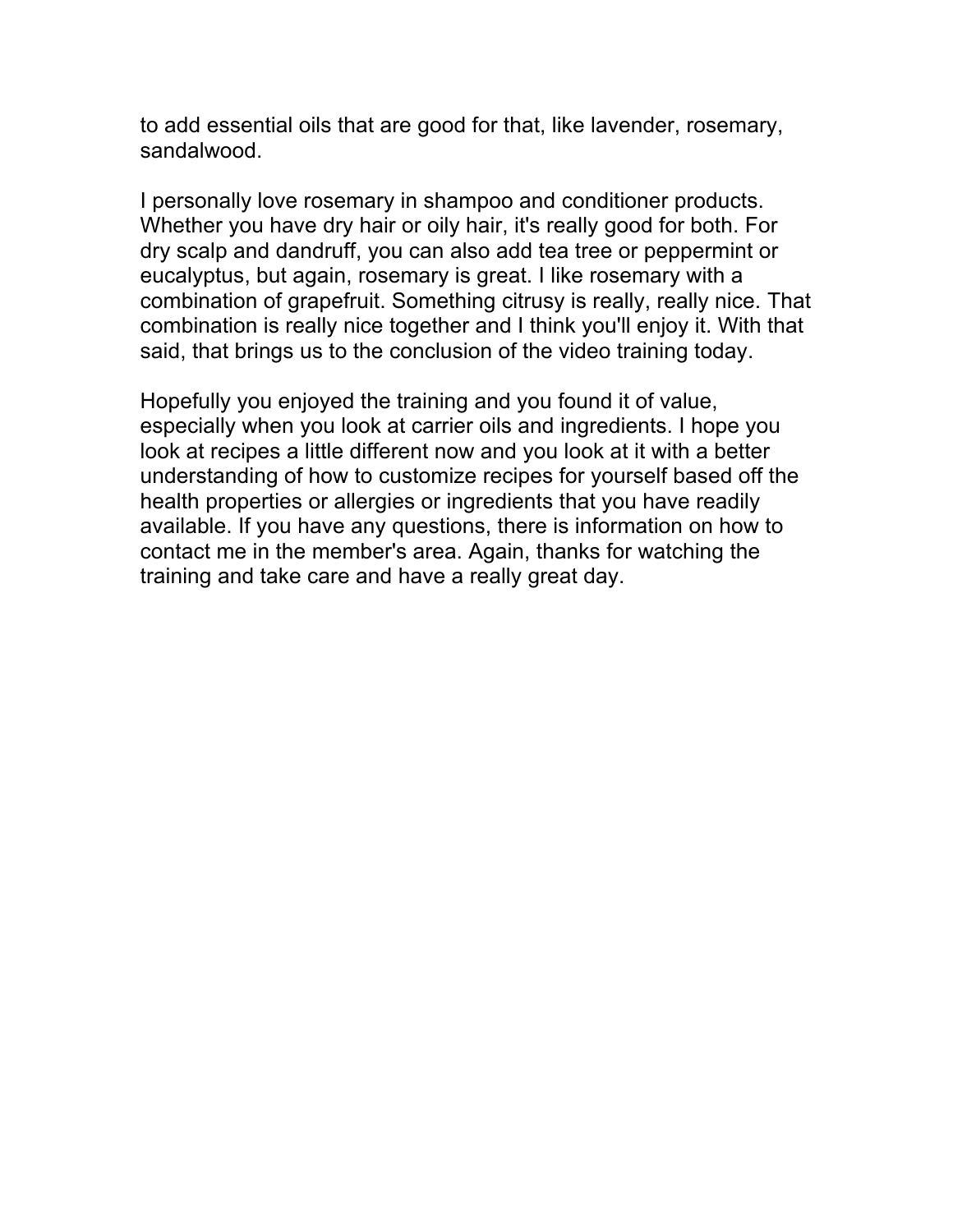to add essential oils that are good for that, like lavender, rosemary, sandalwood.

I personally love rosemary in shampoo and conditioner products. Whether you have dry hair or oily hair, it's really good for both. For dry scalp and dandruff, you can also add tea tree or peppermint or eucalyptus, but again, rosemary is great. I like rosemary with a combination of grapefruit. Something citrusy is really, really nice. That combination is really nice together and I think you'll enjoy it. With that said, that brings us to the conclusion of the video training today.

Hopefully you enjoyed the training and you found it of value, especially when you look at carrier oils and ingredients. I hope you look at recipes a little different now and you look at it with a better understanding of how to customize recipes for yourself based off the health properties or allergies or ingredients that you have readily available. If you have any questions, there is information on how to contact me in the member's area. Again, thanks for watching the training and take care and have a really great day.